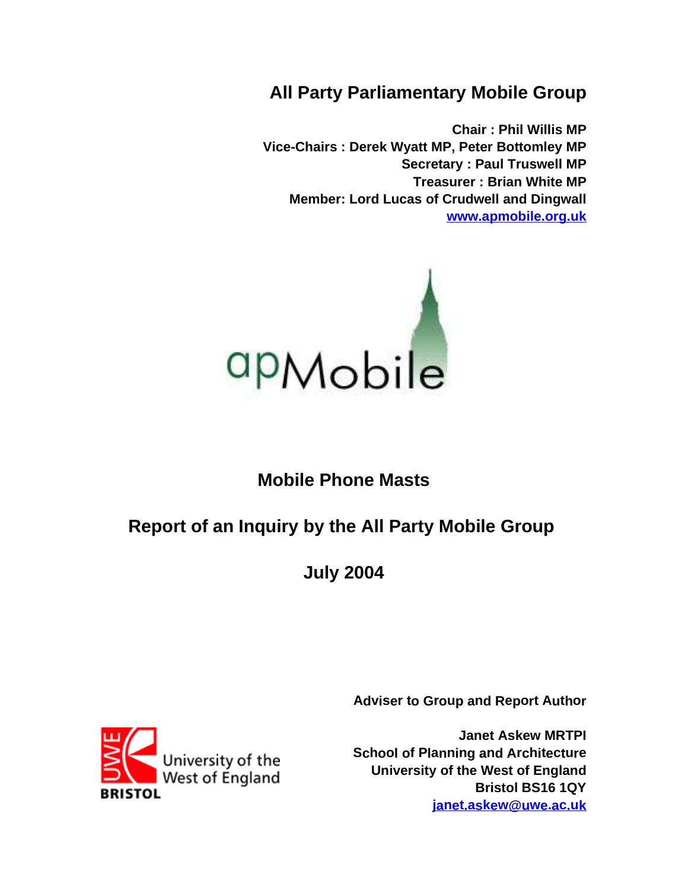# All Party Parliamentary Mobile Group

**Chair : Phil Willis MP**
**Vice-Chairs : Derek Wyatt MP, Peter Bottomley MP**
**Secretary : Paul Truswell MP**
**Treasurer : Brian White MP**
**Member: Lord Lucas of Crudwell and Dingwall**
**www.apmobile.org.uk**

apMobile

## Mobile Phone Masts

## Report of an Inquiry by the All Party Mobile Group

## July 2004

**Adviser to Group and Report Author**

**Janet Askew MRTPI**
**School of Planning and Architecture**
**University of the West of England**
**Bristol BS16 1QY**
**janet.askew@uwe.ac.uk**

UWE University of the West of England BRISTOL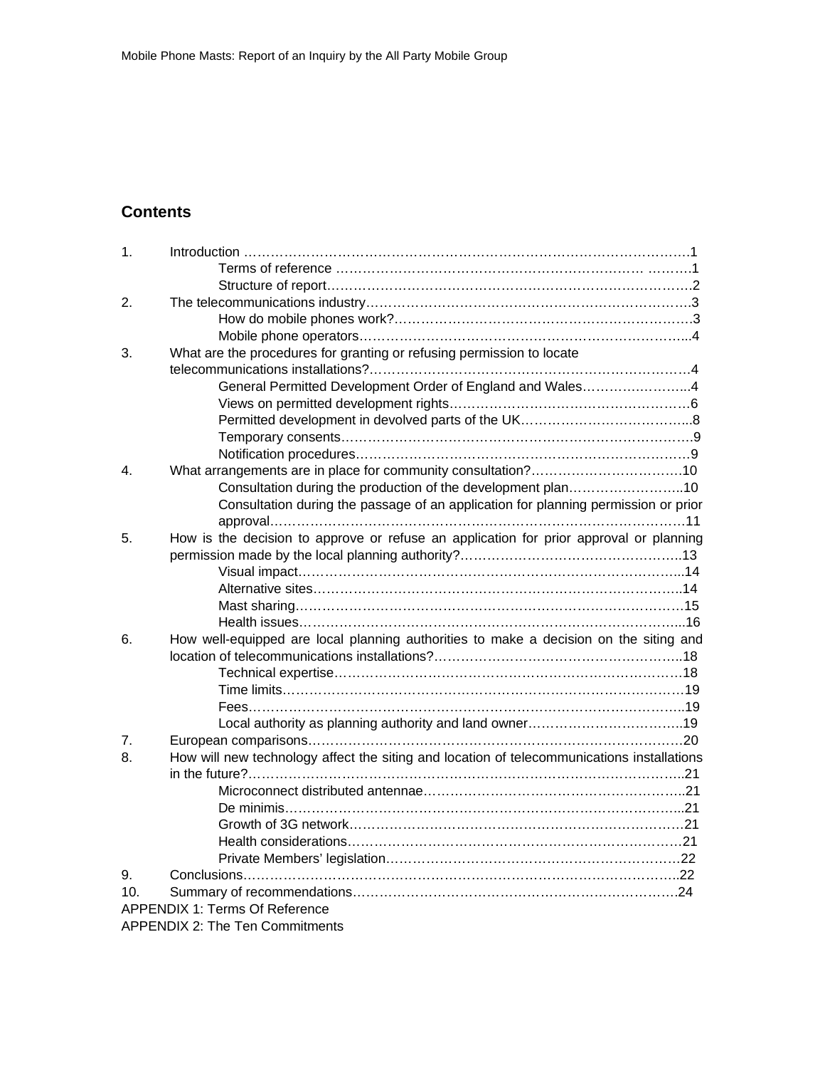## Contents

1. Introduction ………………………………………………………………………………………1
    - Terms of reference ………………………………………………………… ……….1
    - Structure of report…………………………………………………………………………..2
2. The telecommunications industry……………………………………………………………….3
    - How do mobile phones work?…………………………………………………………….3
    - Mobile phone operators……………………………………………………………….....4
3. What are the procedures for granting or refusing permission to locate telecommunications installations?……………………………………………………………4
    - General Permitted Development Order of England and Wales…………………...4
    - Views on permitted development rights………………………………………………6
    - Permitted development in devolved parts of the UK………………………………...8
    - Temporary consents……………………………………………………………………9
    - Notification procedures…………………………………………………………………9
4. What arrangements are in place for community consultation?…………………………….10
    - Consultation during the production of the development plan……………………..10
    - Consultation during the passage of an application for planning permission or prior approval………………………………………………………………………………11
5. How is the decision to approve or refuse an application for prior approval or planning permission made by the local planning authority?…………………………………………..13
    - Visual impact……………………………………………………………………………..14
    - Alternative sites…………………………………………………………………………..14
    - Mast sharing……………………………………………………………………………15
    - Health issues…………………………………………………………………………....16
6. How well-equipped are local planning authorities to make a decision on the siting and location of telecommunications installations?……………………………………………….18
    - Technical expertise……………………………………………………………………18
    - Time limits………………………………………………………………………………19
    - Fees…………………………………………………………………………………….19
    - Local authority as planning authority and land owner……………………………..19
7. European comparisons…………………………………………………………………………20
8. How will new technology affect the siting and location of telecommunications installations in the future?…………………………………………………………………………………...21
    - Microconnect distributed antennae…………………………………………………..21
    - De minimis………………………………………………………………………………..21
    - Growth of 3G network…………………………………………………………………21
    - Health considerations…………………………………………………………………21
    - Private Members' legislation…………………………………………………………22
9. Conclusions……………………………………………………………………………………..22
10. Summary of recommendations………………………………………………………………….24

APPENDIX 1: Terms Of Reference

APPENDIX 2: The Ten Commitments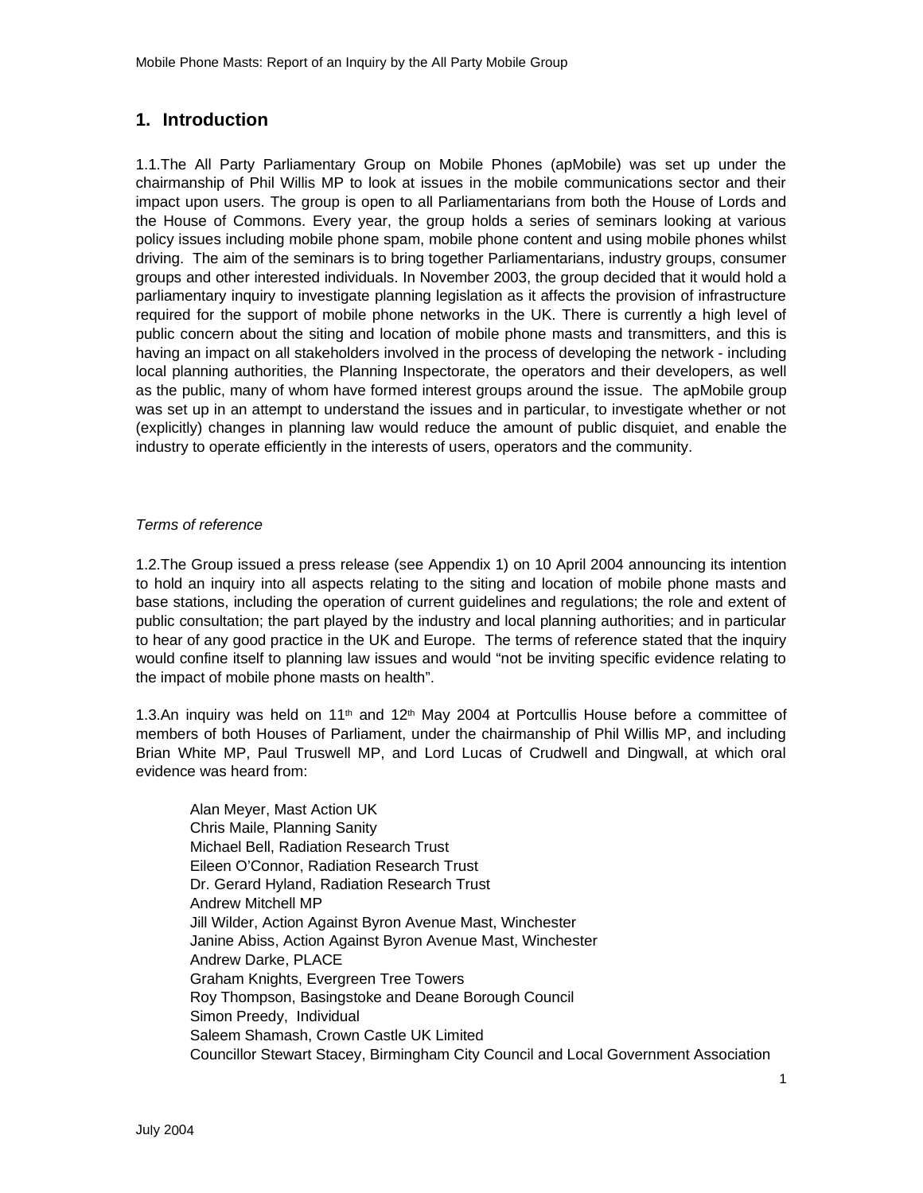## 1. Introduction

1.1.The All Party Parliamentary Group on Mobile Phones (apMobile) was set up under the chairmanship of Phil Willis MP to look at issues in the mobile communications sector and their impact upon users. The group is open to all Parliamentarians from both the House of Lords and the House of Commons. Every year, the group holds a series of seminars looking at various policy issues including mobile phone spam, mobile phone content and using mobile phones whilst driving. The aim of the seminars is to bring together Parliamentarians, industry groups, consumer groups and other interested individuals. In November 2003, the group decided that it would hold a parliamentary inquiry to investigate planning legislation as it affects the provision of infrastructure required for the support of mobile phone networks in the UK. There is currently a high level of public concern about the siting and location of mobile phone masts and transmitters, and this is having an impact on all stakeholders involved in the process of developing the network - including local planning authorities, the Planning Inspectorate, the operators and their developers, as well as the public, many of whom have formed interest groups around the issue. The apMobile group was set up in an attempt to understand the issues and in particular, to investigate whether or not (explicitly) changes in planning law would reduce the amount of public disquiet, and enable the industry to operate efficiently in the interests of users, operators and the community.

*Terms of reference*

1.2.The Group issued a press release (see Appendix 1) on 10 April 2004 announcing its intention to hold an inquiry into all aspects relating to the siting and location of mobile phone masts and base stations, including the operation of current guidelines and regulations; the role and extent of public consultation; the part played by the industry and local planning authorities; and in particular to hear of any good practice in the UK and Europe. The terms of reference stated that the inquiry would confine itself to planning law issues and would "not be inviting specific evidence relating to the impact of mobile phone masts on health".

1.3.An inquiry was held on 11th and 12th May 2004 at Portcullis House before a committee of members of both Houses of Parliament, under the chairmanship of Phil Willis MP, and including Brian White MP, Paul Truswell MP, and Lord Lucas of Crudwell and Dingwall, at which oral evidence was heard from:

Alan Meyer, Mast Action UK
Chris Maile, Planning Sanity
Michael Bell, Radiation Research Trust
Eileen O'Connor, Radiation Research Trust
Dr. Gerard Hyland, Radiation Research Trust
Andrew Mitchell MP
Jill Wilder, Action Against Byron Avenue Mast, Winchester
Janine Abiss, Action Against Byron Avenue Mast, Winchester
Andrew Darke, PLACE
Graham Knights, Evergreen Tree Towers
Roy Thompson, Basingstoke and Deane Borough Council
Simon Preedy, Individual
Saleem Shamash, Crown Castle UK Limited
Councillor Stewart Stacey, Birmingham City Council and Local Government Association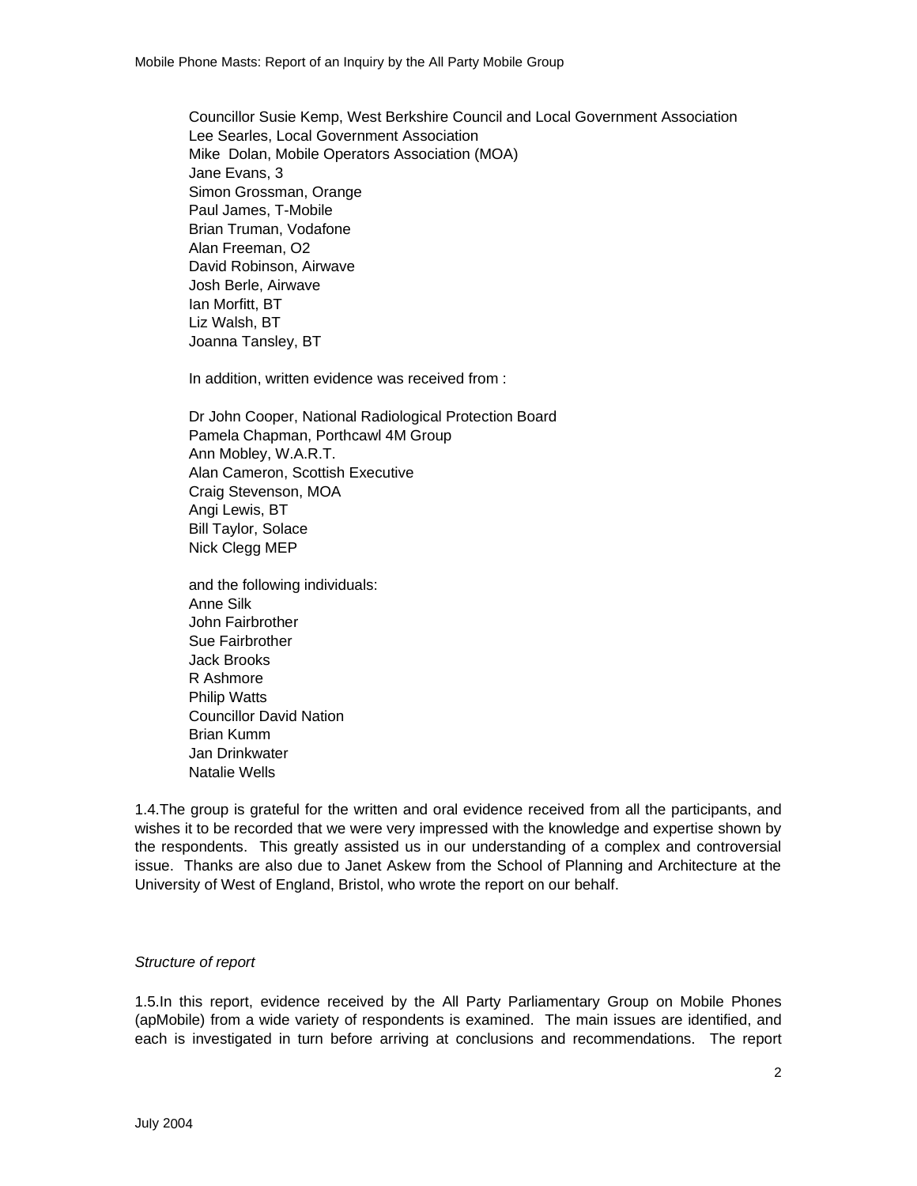Councillor Susie Kemp, West Berkshire Council and Local Government Association
Lee Searles, Local Government Association
Mike Dolan, Mobile Operators Association (MOA)
Jane Evans, 3
Simon Grossman, Orange
Paul James, T-Mobile
Brian Truman, Vodafone
Alan Freeman, O2
David Robinson, Airwave
Josh Berle, Airwave
Ian Morfitt, BT
Liz Walsh, BT
Joanna Tansley, BT

In addition, written evidence was received from :

Dr John Cooper, National Radiological Protection Board
Pamela Chapman, Porthcawl 4M Group
Ann Mobley, W.A.R.T.
Alan Cameron, Scottish Executive
Craig Stevenson, MOA
Angi Lewis, BT
Bill Taylor, Solace
Nick Clegg MEP

and the following individuals:
Anne Silk
John Fairbrother
Sue Fairbrother
Jack Brooks
R Ashmore
Philip Watts
Councillor David Nation
Brian Kumm
Jan Drinkwater
Natalie Wells

1.4.The group is grateful for the written and oral evidence received from all the participants, and wishes it to be recorded that we were very impressed with the knowledge and expertise shown by the respondents. This greatly assisted us in our understanding of a complex and controversial issue. Thanks are also due to Janet Askew from the School of Planning and Architecture at the University of West of England, Bristol, who wrote the report on our behalf.

*Structure of report*

1.5.In this report, evidence received by the All Party Parliamentary Group on Mobile Phones (apMobile) from a wide variety of respondents is examined. The main issues are identified, and each is investigated in turn before arriving at conclusions and recommendations. The report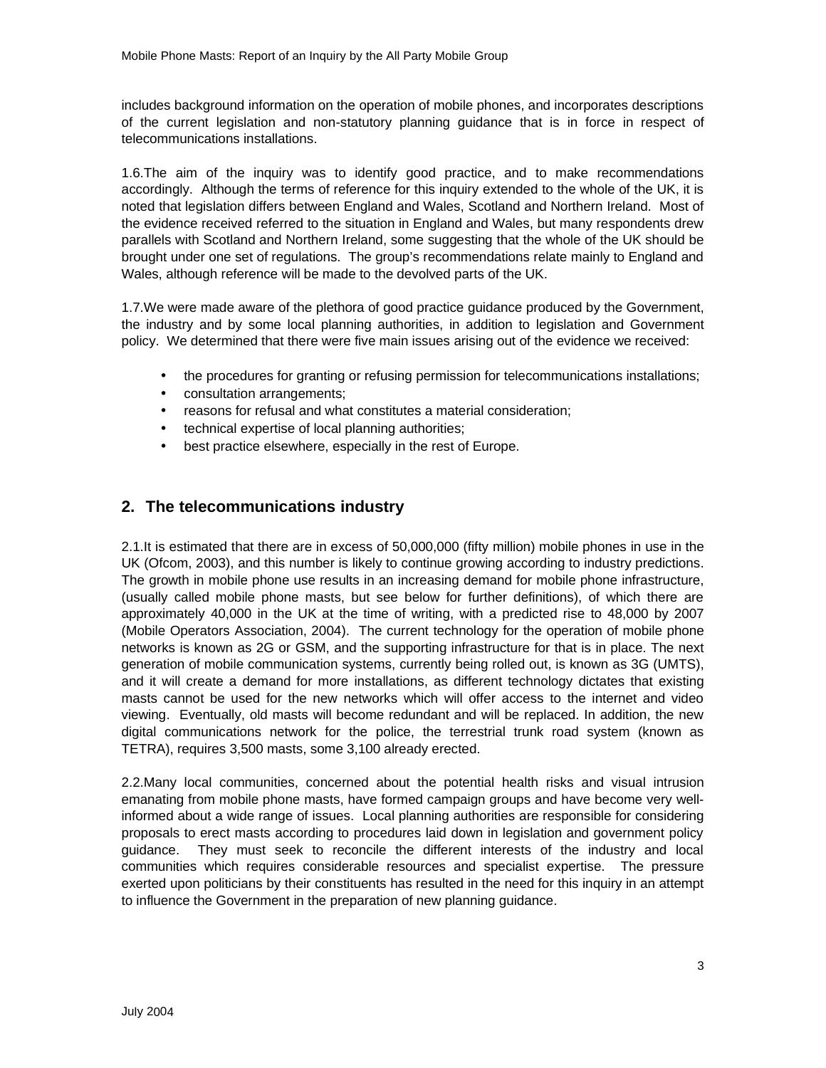includes background information on the operation of mobile phones, and incorporates descriptions of the current legislation and non-statutory planning guidance that is in force in respect of telecommunications installations.

1.6.The aim of the inquiry was to identify good practice, and to make recommendations accordingly. Although the terms of reference for this inquiry extended to the whole of the UK, it is noted that legislation differs between England and Wales, Scotland and Northern Ireland. Most of the evidence received referred to the situation in England and Wales, but many respondents drew parallels with Scotland and Northern Ireland, some suggesting that the whole of the UK should be brought under one set of regulations. The group's recommendations relate mainly to England and Wales, although reference will be made to the devolved parts of the UK.

1.7.We were made aware of the plethora of good practice guidance produced by the Government, the industry and by some local planning authorities, in addition to legislation and Government policy. We determined that there were five main issues arising out of the evidence we received:

- the procedures for granting or refusing permission for telecommunications installations;
- consultation arrangements;
- reasons for refusal and what constitutes a material consideration;
- technical expertise of local planning authorities;
- best practice elsewhere, especially in the rest of Europe.

## 2. The telecommunications industry

2.1.It is estimated that there are in excess of 50,000,000 (fifty million) mobile phones in use in the UK (Ofcom, 2003), and this number is likely to continue growing according to industry predictions. The growth in mobile phone use results in an increasing demand for mobile phone infrastructure, (usually called mobile phone masts, but see below for further definitions), of which there are approximately 40,000 in the UK at the time of writing, with a predicted rise to 48,000 by 2007 (Mobile Operators Association, 2004). The current technology for the operation of mobile phone networks is known as 2G or GSM, and the supporting infrastructure for that is in place. The next generation of mobile communication systems, currently being rolled out, is known as 3G (UMTS), and it will create a demand for more installations, as different technology dictates that existing masts cannot be used for the new networks which will offer access to the internet and video viewing. Eventually, old masts will become redundant and will be replaced. In addition, the new digital communications network for the police, the terrestrial trunk road system (known as TETRA), requires 3,500 masts, some 3,100 already erected.

2.2.Many local communities, concerned about the potential health risks and visual intrusion emanating from mobile phone masts, have formed campaign groups and have become very well-informed about a wide range of issues. Local planning authorities are responsible for considering proposals to erect masts according to procedures laid down in legislation and government policy guidance. They must seek to reconcile the different interests of the industry and local communities which requires considerable resources and specialist expertise. The pressure exerted upon politicians by their constituents has resulted in the need for this inquiry in an attempt to influence the Government in the preparation of new planning guidance.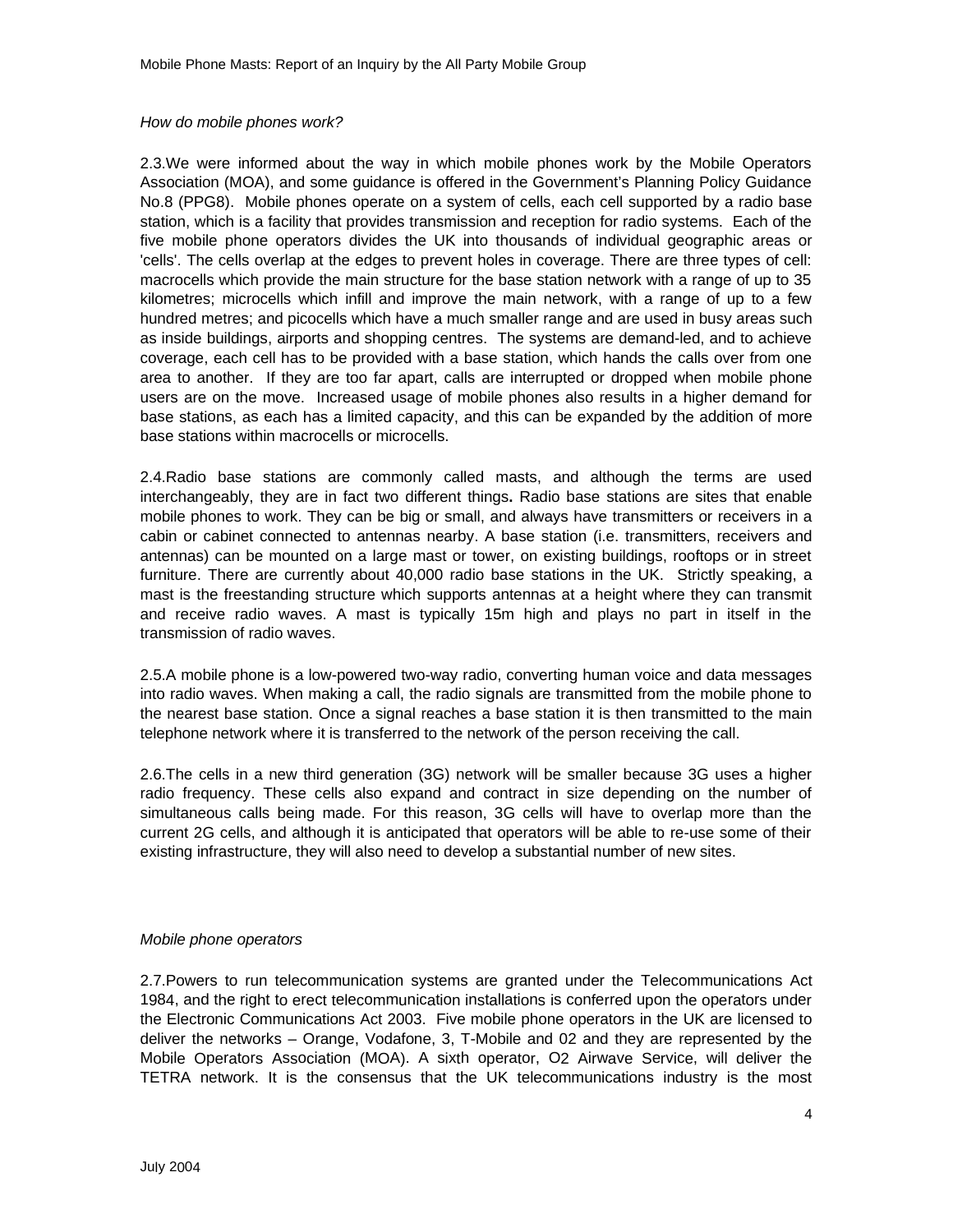*How do mobile phones work?*

2.3.We were informed about the way in which mobile phones work by the Mobile Operators Association (MOA), and some guidance is offered in the Government's Planning Policy Guidance No.8 (PPG8). Mobile phones operate on a system of cells, each cell supported by a radio base station, which is a facility that provides transmission and reception for radio systems. Each of the five mobile phone operators divides the UK into thousands of individual geographic areas or 'cells'. The cells overlap at the edges to prevent holes in coverage. There are three types of cell: macrocells which provide the main structure for the base station network with a range of up to 35 kilometres; microcells which infill and improve the main network, with a range of up to a few hundred metres; and picocells which have a much smaller range and are used in busy areas such as inside buildings, airports and shopping centres. The systems are demand-led, and to achieve coverage, each cell has to be provided with a base station, which hands the calls over from one area to another. If they are too far apart, calls are interrupted or dropped when mobile phone users are on the move. Increased usage of mobile phones also results in a higher demand for base stations, as each has a limited capacity, and this can be expanded by the addition of more base stations within macrocells or microcells.

2.4.Radio base stations are commonly called masts, and although the terms are used interchangeably, they are in fact two different things**.** Radio base stations are sites that enable mobile phones to work. They can be big or small, and always have transmitters or receivers in a cabin or cabinet connected to antennas nearby. A base station (i.e. transmitters, receivers and antennas) can be mounted on a large mast or tower, on existing buildings, rooftops or in street furniture. There are currently about 40,000 radio base stations in the UK. Strictly speaking, a mast is the freestanding structure which supports antennas at a height where they can transmit and receive radio waves. A mast is typically 15m high and plays no part in itself in the transmission of radio waves.

2.5.A mobile phone is a low-powered two-way radio, converting human voice and data messages into radio waves. When making a call, the radio signals are transmitted from the mobile phone to the nearest base station. Once a signal reaches a base station it is then transmitted to the main telephone network where it is transferred to the network of the person receiving the call.

2.6.The cells in a new third generation (3G) network will be smaller because 3G uses a higher radio frequency. These cells also expand and contract in size depending on the number of simultaneous calls being made. For this reason, 3G cells will have to overlap more than the current 2G cells, and although it is anticipated that operators will be able to re-use some of their existing infrastructure, they will also need to develop a substantial number of new sites.

*Mobile phone operators*

2.7.Powers to run telecommunication systems are granted under the Telecommunications Act 1984, and the right to erect telecommunication installations is conferred upon the operators under the Electronic Communications Act 2003. Five mobile phone operators in the UK are licensed to deliver the networks – Orange, Vodafone, 3, T-Mobile and 02 and they are represented by the Mobile Operators Association (MOA). A sixth operator, O2 Airwave Service, will deliver the TETRA network. It is the consensus that the UK telecommunications industry is the most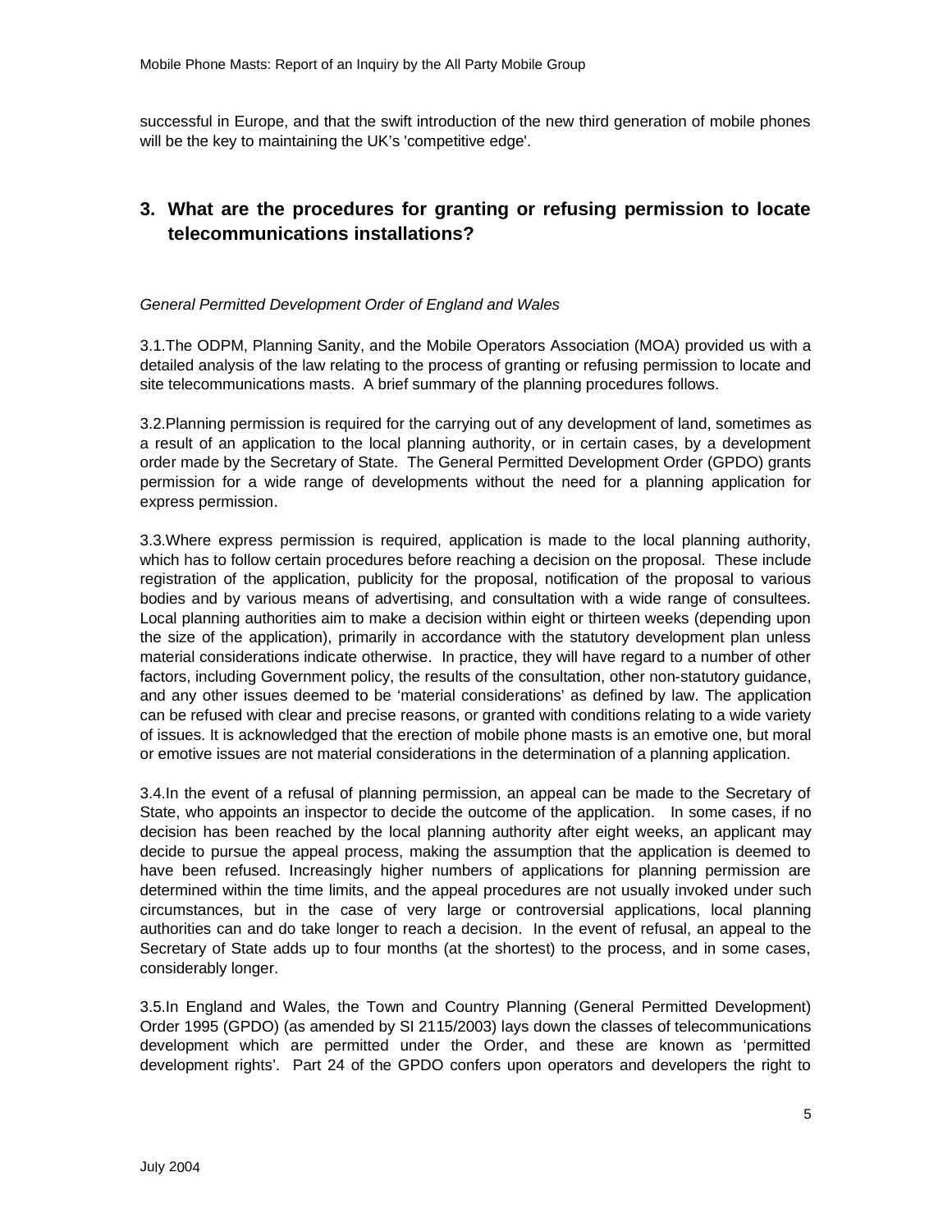successful in Europe, and that the swift introduction of the new third generation of mobile phones will be the key to maintaining the UK's 'competitive edge'.

## 3. What are the procedures for granting or refusing permission to locate telecommunications installations?

*General Permitted Development Order of England and Wales*

3.1.The ODPM, Planning Sanity, and the Mobile Operators Association (MOA) provided us with a detailed analysis of the law relating to the process of granting or refusing permission to locate and site telecommunications masts. A brief summary of the planning procedures follows.

3.2.Planning permission is required for the carrying out of any development of land, sometimes as a result of an application to the local planning authority, or in certain cases, by a development order made by the Secretary of State. The General Permitted Development Order (GPDO) grants permission for a wide range of developments without the need for a planning application for express permission.

3.3.Where express permission is required, application is made to the local planning authority, which has to follow certain procedures before reaching a decision on the proposal. These include registration of the application, publicity for the proposal, notification of the proposal to various bodies and by various means of advertising, and consultation with a wide range of consultees. Local planning authorities aim to make a decision within eight or thirteen weeks (depending upon the size of the application), primarily in accordance with the statutory development plan unless material considerations indicate otherwise. In practice, they will have regard to a number of other factors, including Government policy, the results of the consultation, other non-statutory guidance, and any other issues deemed to be 'material considerations' as defined by law. The application can be refused with clear and precise reasons, or granted with conditions relating to a wide variety of issues. It is acknowledged that the erection of mobile phone masts is an emotive one, but moral or emotive issues are not material considerations in the determination of a planning application.

3.4.In the event of a refusal of planning permission, an appeal can be made to the Secretary of State, who appoints an inspector to decide the outcome of the application. In some cases, if no decision has been reached by the local planning authority after eight weeks, an applicant may decide to pursue the appeal process, making the assumption that the application is deemed to have been refused. Increasingly higher numbers of applications for planning permission are determined within the time limits, and the appeal procedures are not usually invoked under such circumstances, but in the case of very large or controversial applications, local planning authorities can and do take longer to reach a decision. In the event of refusal, an appeal to the Secretary of State adds up to four months (at the shortest) to the process, and in some cases, considerably longer.

3.5.In England and Wales, the Town and Country Planning (General Permitted Development) Order 1995 (GPDO) (as amended by SI 2115/2003) lays down the classes of telecommunications development which are permitted under the Order, and these are known as 'permitted development rights'. Part 24 of the GPDO confers upon operators and developers the right to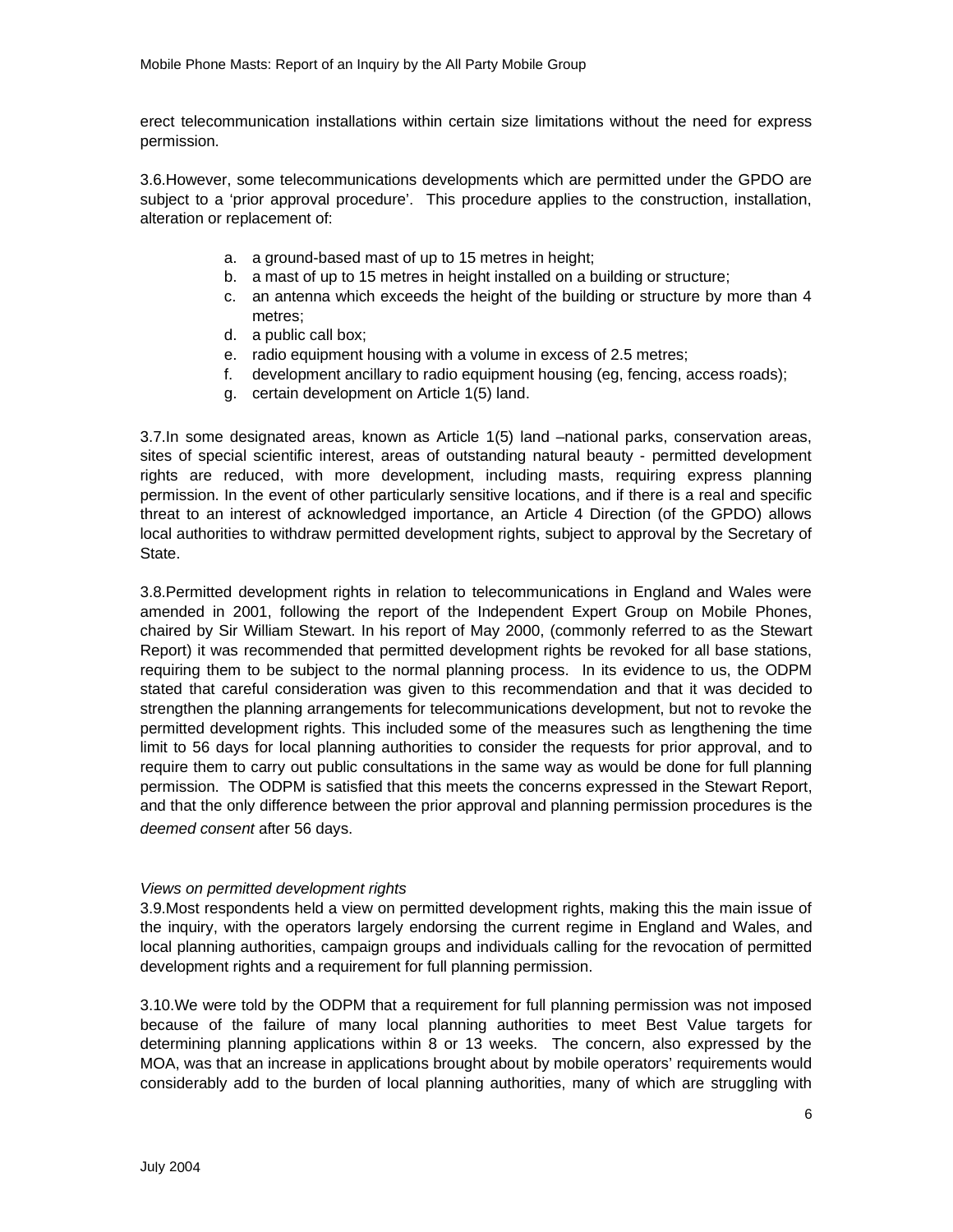erect telecommunication installations within certain size limitations without the need for express permission.

3.6.However, some telecommunications developments which are permitted under the GPDO are subject to a 'prior approval procedure'. This procedure applies to the construction, installation, alteration or replacement of:

a. a ground-based mast of up to 15 metres in height;
b. a mast of up to 15 metres in height installed on a building or structure;
c. an antenna which exceeds the height of the building or structure by more than 4 metres;
d. a public call box;
e. radio equipment housing with a volume in excess of 2.5 metres;
f. development ancillary to radio equipment housing (eg, fencing, access roads);
g. certain development on Article 1(5) land.

3.7.In some designated areas, known as Article 1(5) land –national parks, conservation areas, sites of special scientific interest, areas of outstanding natural beauty - permitted development rights are reduced, with more development, including masts, requiring express planning permission. In the event of other particularly sensitive locations, and if there is a real and specific threat to an interest of acknowledged importance, an Article 4 Direction (of the GPDO) allows local authorities to withdraw permitted development rights, subject to approval by the Secretary of State.

3.8.Permitted development rights in relation to telecommunications in England and Wales were amended in 2001, following the report of the Independent Expert Group on Mobile Phones, chaired by Sir William Stewart. In his report of May 2000, (commonly referred to as the Stewart Report) it was recommended that permitted development rights be revoked for all base stations, requiring them to be subject to the normal planning process. In its evidence to us, the ODPM stated that careful consideration was given to this recommendation and that it was decided to strengthen the planning arrangements for telecommunications development, but not to revoke the permitted development rights. This included some of the measures such as lengthening the time limit to 56 days for local planning authorities to consider the requests for prior approval, and to require them to carry out public consultations in the same way as would be done for full planning permission. The ODPM is satisfied that this meets the concerns expressed in the Stewart Report, and that the only difference between the prior approval and planning permission procedures is the *deemed consent* after 56 days.

*Views on permitted development rights*

3.9.Most respondents held a view on permitted development rights, making this the main issue of the inquiry, with the operators largely endorsing the current regime in England and Wales, and local planning authorities, campaign groups and individuals calling for the revocation of permitted development rights and a requirement for full planning permission.

3.10.We were told by the ODPM that a requirement for full planning permission was not imposed because of the failure of many local planning authorities to meet Best Value targets for determining planning applications within 8 or 13 weeks. The concern, also expressed by the MOA, was that an increase in applications brought about by mobile operators' requirements would considerably add to the burden of local planning authorities, many of which are struggling with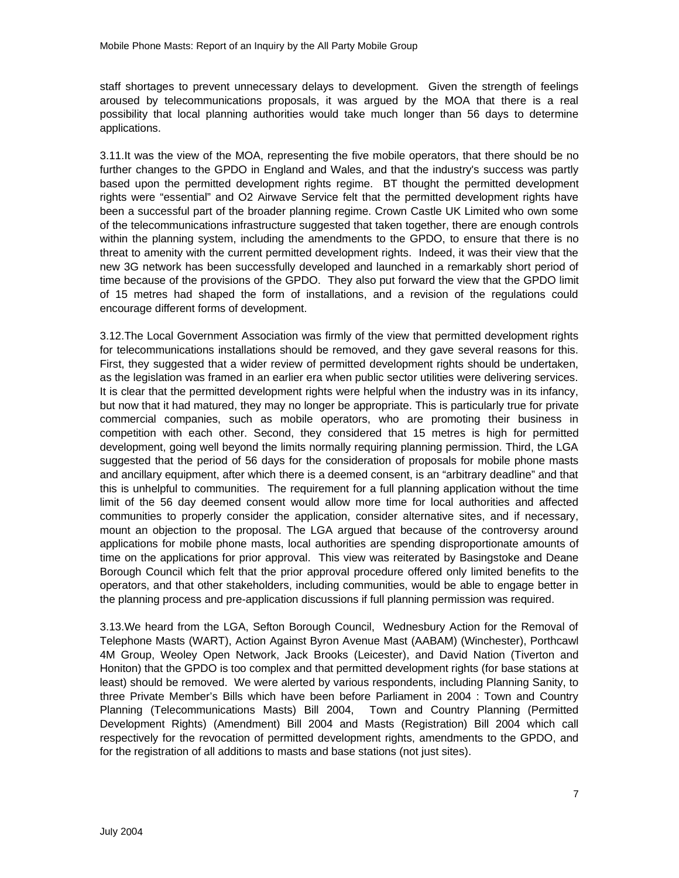staff shortages to prevent unnecessary delays to development. Given the strength of feelings aroused by telecommunications proposals, it was argued by the MOA that there is a real possibility that local planning authorities would take much longer than 56 days to determine applications.

3.11.It was the view of the MOA, representing the five mobile operators, that there should be no further changes to the GPDO in England and Wales, and that the industry's success was partly based upon the permitted development rights regime. BT thought the permitted development rights were "essential" and O2 Airwave Service felt that the permitted development rights have been a successful part of the broader planning regime. Crown Castle UK Limited who own some of the telecommunications infrastructure suggested that taken together, there are enough controls within the planning system, including the amendments to the GPDO, to ensure that there is no threat to amenity with the current permitted development rights. Indeed, it was their view that the new 3G network has been successfully developed and launched in a remarkably short period of time because of the provisions of the GPDO. They also put forward the view that the GPDO limit of 15 metres had shaped the form of installations, and a revision of the regulations could encourage different forms of development.

3.12.The Local Government Association was firmly of the view that permitted development rights for telecommunications installations should be removed, and they gave several reasons for this. First, they suggested that a wider review of permitted development rights should be undertaken, as the legislation was framed in an earlier era when public sector utilities were delivering services. It is clear that the permitted development rights were helpful when the industry was in its infancy, but now that it had matured, they may no longer be appropriate. This is particularly true for private commercial companies, such as mobile operators, who are promoting their business in competition with each other. Second, they considered that 15 metres is high for permitted development, going well beyond the limits normally requiring planning permission. Third, the LGA suggested that the period of 56 days for the consideration of proposals for mobile phone masts and ancillary equipment, after which there is a deemed consent, is an "arbitrary deadline" and that this is unhelpful to communities. The requirement for a full planning application without the time limit of the 56 day deemed consent would allow more time for local authorities and affected communities to properly consider the application, consider alternative sites, and if necessary, mount an objection to the proposal. The LGA argued that because of the controversy around applications for mobile phone masts, local authorities are spending disproportionate amounts of time on the applications for prior approval. This view was reiterated by Basingstoke and Deane Borough Council which felt that the prior approval procedure offered only limited benefits to the operators, and that other stakeholders, including communities, would be able to engage better in the planning process and pre-application discussions if full planning permission was required.

3.13.We heard from the LGA, Sefton Borough Council, Wednesbury Action for the Removal of Telephone Masts (WART), Action Against Byron Avenue Mast (AABAM) (Winchester), Porthcawl 4M Group, Weoley Open Network, Jack Brooks (Leicester), and David Nation (Tiverton and Honiton) that the GPDO is too complex and that permitted development rights (for base stations at least) should be removed. We were alerted by various respondents, including Planning Sanity, to three Private Member's Bills which have been before Parliament in 2004 : Town and Country Planning (Telecommunications Masts) Bill 2004, Town and Country Planning (Permitted Development Rights) (Amendment) Bill 2004 and Masts (Registration) Bill 2004 which call respectively for the revocation of permitted development rights, amendments to the GPDO, and for the registration of all additions to masts and base stations (not just sites).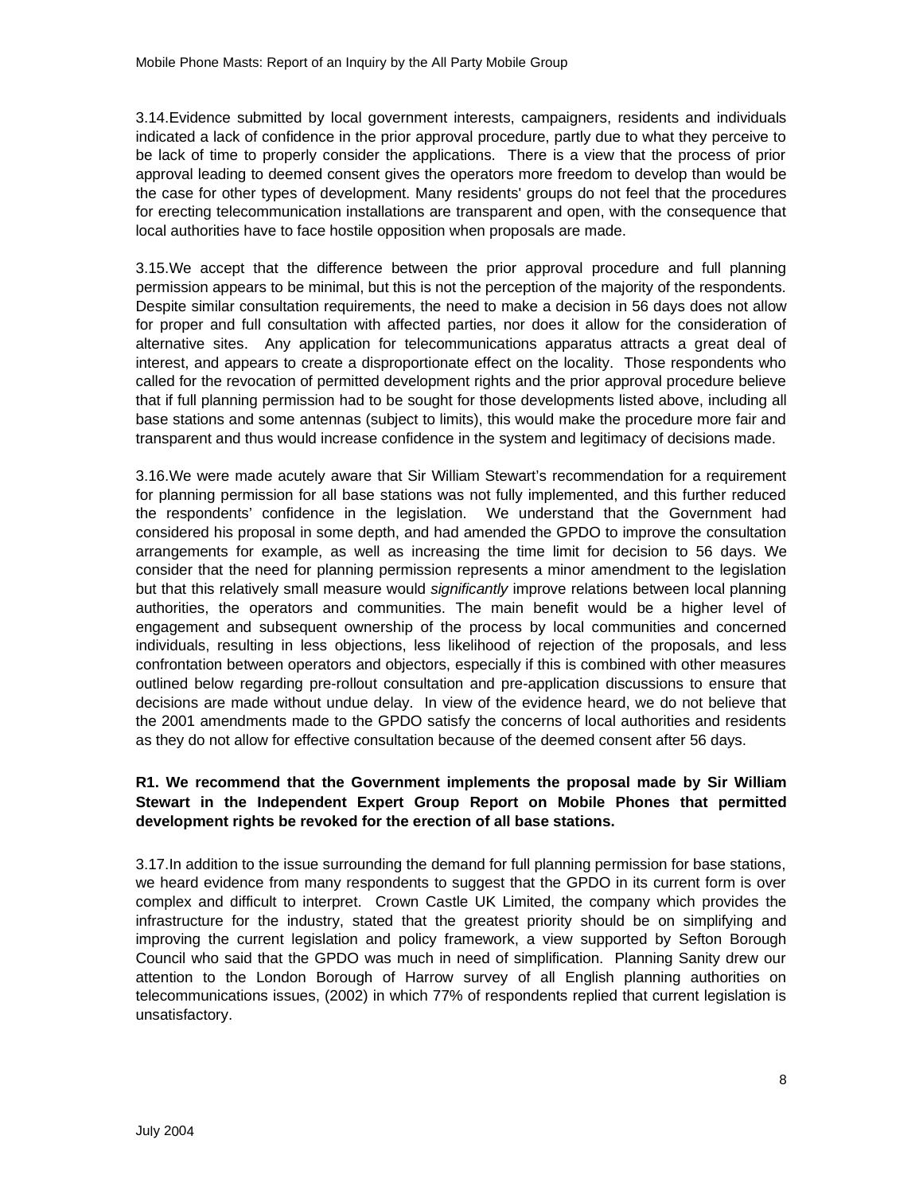3.14. Evidence submitted by local government interests, campaigners, residents and individuals indicated a lack of confidence in the prior approval procedure, partly due to what they perceive to be lack of time to properly consider the applications. There is a view that the process of prior approval leading to deemed consent gives the operators more freedom to develop than would be the case for other types of development. Many residents' groups do not feel that the procedures for erecting telecommunication installations are transparent and open, with the consequence that local authorities have to face hostile opposition when proposals are made.

3.15. We accept that the difference between the prior approval procedure and full planning permission appears to be minimal, but this is not the perception of the majority of the respondents. Despite similar consultation requirements, the need to make a decision in 56 days does not allow for proper and full consultation with affected parties, nor does it allow for the consideration of alternative sites. Any application for telecommunications apparatus attracts a great deal of interest, and appears to create a disproportionate effect on the locality. Those respondents who called for the revocation of permitted development rights and the prior approval procedure believe that if full planning permission had to be sought for those developments listed above, including all base stations and some antennas (subject to limits), this would make the procedure more fair and transparent and thus would increase confidence in the system and legitimacy of decisions made.

3.16. We were made acutely aware that Sir William Stewart's recommendation for a requirement for planning permission for all base stations was not fully implemented, and this further reduced the respondents' confidence in the legislation. We understand that the Government had considered his proposal in some depth, and had amended the GPDO to improve the consultation arrangements for example, as well as increasing the time limit for decision to 56 days. We consider that the need for planning permission represents a minor amendment to the legislation but that this relatively small measure would *significantly* improve relations between local planning authorities, the operators and communities. The main benefit would be a higher level of engagement and subsequent ownership of the process by local communities and concerned individuals, resulting in less objections, less likelihood of rejection of the proposals, and less confrontation between operators and objectors, especially if this is combined with other measures outlined below regarding pre-rollout consultation and pre-application discussions to ensure that decisions are made without undue delay. In view of the evidence heard, we do not believe that the 2001 amendments made to the GPDO satisfy the concerns of local authorities and residents as they do not allow for effective consultation because of the deemed consent after 56 days.

**R1. We recommend that the Government implements the proposal made by Sir William Stewart in the Independent Expert Group Report on Mobile Phones that permitted development rights be revoked for the erection of all base stations.**

3.17. In addition to the issue surrounding the demand for full planning permission for base stations, we heard evidence from many respondents to suggest that the GPDO in its current form is over complex and difficult to interpret. Crown Castle UK Limited, the company which provides the infrastructure for the industry, stated that the greatest priority should be on simplifying and improving the current legislation and policy framework, a view supported by Sefton Borough Council who said that the GPDO was much in need of simplification. Planning Sanity drew our attention to the London Borough of Harrow survey of all English planning authorities on telecommunications issues, (2002) in which 77% of respondents replied that current legislation is unsatisfactory.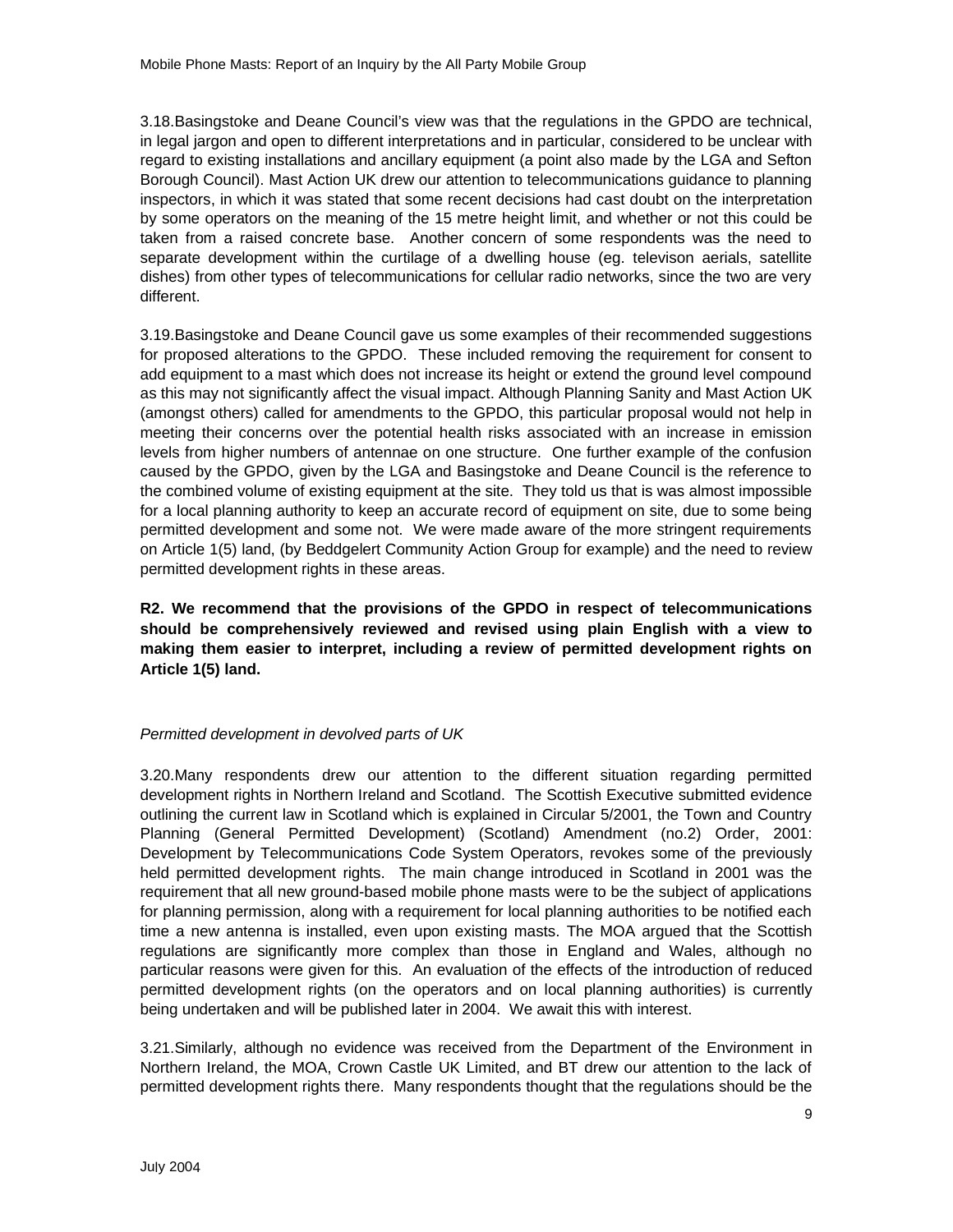3.18.Basingstoke and Deane Council's view was that the regulations in the GPDO are technical, in legal jargon and open to different interpretations and in particular, considered to be unclear with regard to existing installations and ancillary equipment (a point also made by the LGA and Sefton Borough Council). Mast Action UK drew our attention to telecommunications guidance to planning inspectors, in which it was stated that some recent decisions had cast doubt on the interpretation by some operators on the meaning of the 15 metre height limit, and whether or not this could be taken from a raised concrete base. Another concern of some respondents was the need to separate development within the curtilage of a dwelling house (eg. televison aerials, satellite dishes) from other types of telecommunications for cellular radio networks, since the two are very different.

3.19.Basingstoke and Deane Council gave us some examples of their recommended suggestions for proposed alterations to the GPDO. These included removing the requirement for consent to add equipment to a mast which does not increase its height or extend the ground level compound as this may not significantly affect the visual impact. Although Planning Sanity and Mast Action UK (amongst others) called for amendments to the GPDO, this particular proposal would not help in meeting their concerns over the potential health risks associated with an increase in emission levels from higher numbers of antennae on one structure. One further example of the confusion caused by the GPDO, given by the LGA and Basingstoke and Deane Council is the reference to the combined volume of existing equipment at the site. They told us that is was almost impossible for a local planning authority to keep an accurate record of equipment on site, due to some being permitted development and some not. We were made aware of the more stringent requirements on Article 1(5) land, (by Beddgelert Community Action Group for example) and the need to review permitted development rights in these areas.

**R2. We recommend that the provisions of the GPDO in respect of telecommunications should be comprehensively reviewed and revised using plain English with a view to making them easier to interpret, including a review of permitted development rights on Article 1(5) land.**

*Permitted development in devolved parts of UK*

3.20.Many respondents drew our attention to the different situation regarding permitted development rights in Northern Ireland and Scotland. The Scottish Executive submitted evidence outlining the current law in Scotland which is explained in Circular 5/2001, the Town and Country Planning (General Permitted Development) (Scotland) Amendment (no.2) Order, 2001: Development by Telecommunications Code System Operators, revokes some of the previously held permitted development rights. The main change introduced in Scotland in 2001 was the requirement that all new ground-based mobile phone masts were to be the subject of applications for planning permission, along with a requirement for local planning authorities to be notified each time a new antenna is installed, even upon existing masts. The MOA argued that the Scottish regulations are significantly more complex than those in England and Wales, although no particular reasons were given for this. An evaluation of the effects of the introduction of reduced permitted development rights (on the operators and on local planning authorities) is currently being undertaken and will be published later in 2004. We await this with interest.

3.21.Similarly, although no evidence was received from the Department of the Environment in Northern Ireland, the MOA, Crown Castle UK Limited, and BT drew our attention to the lack of permitted development rights there. Many respondents thought that the regulations should be the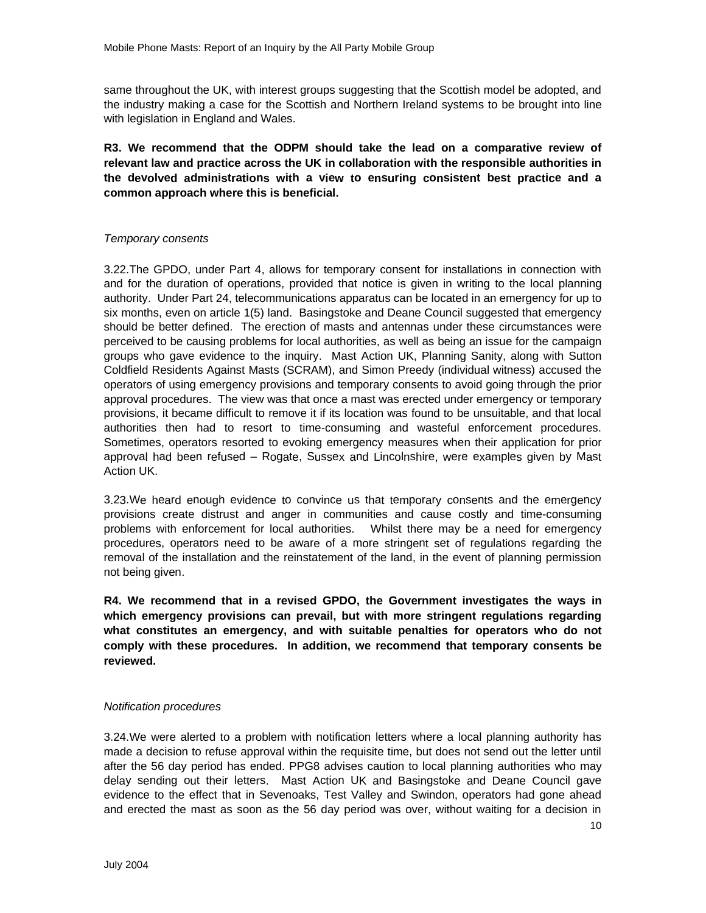same throughout the UK, with interest groups suggesting that the Scottish model be adopted, and the industry making a case for the Scottish and Northern Ireland systems to be brought into line with legislation in England and Wales.

**R3. We recommend that the ODPM should take the lead on a comparative review of relevant law and practice across the UK in collaboration with the responsible authorities in the devolved administrations with a view to ensuring consistent best practice and a common approach where this is beneficial.**

*Temporary consents*

3.22.The GPDO, under Part 4, allows for temporary consent for installations in connection with and for the duration of operations, provided that notice is given in writing to the local planning authority. Under Part 24, telecommunications apparatus can be located in an emergency for up to six months, even on article 1(5) land. Basingstoke and Deane Council suggested that emergency should be better defined. The erection of masts and antennas under these circumstances were perceived to be causing problems for local authorities, as well as being an issue for the campaign groups who gave evidence to the inquiry. Mast Action UK, Planning Sanity, along with Sutton Coldfield Residents Against Masts (SCRAM), and Simon Preedy (individual witness) accused the operators of using emergency provisions and temporary consents to avoid going through the prior approval procedures. The view was that once a mast was erected under emergency or temporary provisions, it became difficult to remove it if its location was found to be unsuitable, and that local authorities then had to resort to time-consuming and wasteful enforcement procedures. Sometimes, operators resorted to evoking emergency measures when their application for prior approval had been refused – Rogate, Sussex and Lincolnshire, were examples given by Mast Action UK.

3.23.We heard enough evidence to convince us that temporary consents and the emergency provisions create distrust and anger in communities and cause costly and time-consuming problems with enforcement for local authorities. Whilst there may be a need for emergency procedures, operators need to be aware of a more stringent set of regulations regarding the removal of the installation and the reinstatement of the land, in the event of planning permission not being given.

**R4. We recommend that in a revised GPDO, the Government investigates the ways in which emergency provisions can prevail, but with more stringent regulations regarding what constitutes an emergency, and with suitable penalties for operators who do not comply with these procedures. In addition, we recommend that temporary consents be reviewed.**

*Notification procedures*

3.24.We were alerted to a problem with notification letters where a local planning authority has made a decision to refuse approval within the requisite time, but does not send out the letter until after the 56 day period has ended. PPG8 advises caution to local planning authorities who may delay sending out their letters. Mast Action UK and Basingstoke and Deane Council gave evidence to the effect that in Sevenoaks, Test Valley and Swindon, operators had gone ahead and erected the mast as soon as the 56 day period was over, without waiting for a decision in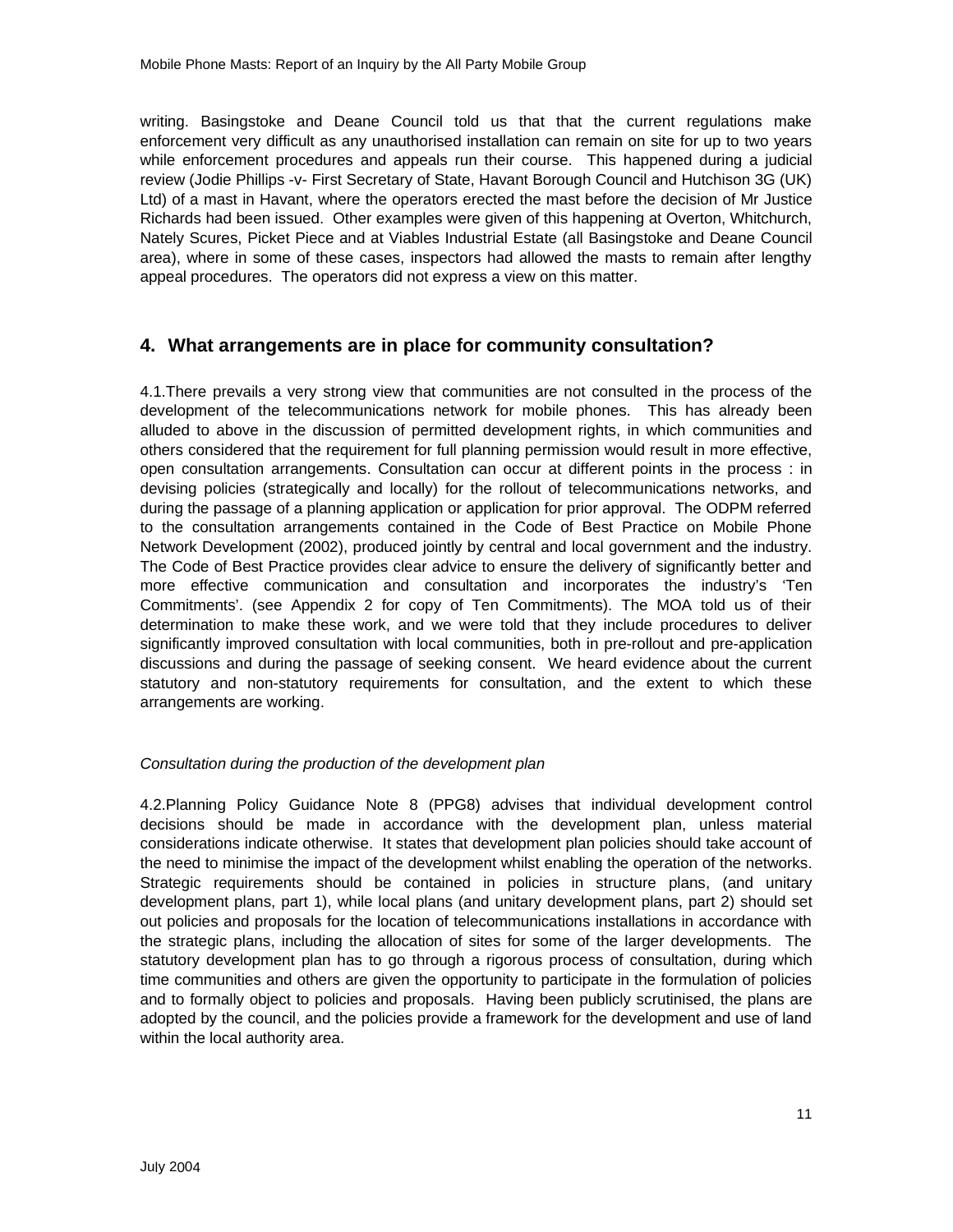writing. Basingstoke and Deane Council told us that that the current regulations make enforcement very difficult as any unauthorised installation can remain on site for up to two years while enforcement procedures and appeals run their course. This happened during a judicial review (Jodie Phillips -v- First Secretary of State, Havant Borough Council and Hutchison 3G (UK) Ltd) of a mast in Havant, where the operators erected the mast before the decision of Mr Justice Richards had been issued. Other examples were given of this happening at Overton, Whitchurch, Nately Scures, Picket Piece and at Viables Industrial Estate (all Basingstoke and Deane Council area), where in some of these cases, inspectors had allowed the masts to remain after lengthy appeal procedures. The operators did not express a view on this matter.

## 4. What arrangements are in place for community consultation?

4.1.There prevails a very strong view that communities are not consulted in the process of the development of the telecommunications network for mobile phones. This has already been alluded to above in the discussion of permitted development rights, in which communities and others considered that the requirement for full planning permission would result in more effective, open consultation arrangements. Consultation can occur at different points in the process : in devising policies (strategically and locally) for the rollout of telecommunications networks, and during the passage of a planning application or application for prior approval. The ODPM referred to the consultation arrangements contained in the Code of Best Practice on Mobile Phone Network Development (2002), produced jointly by central and local government and the industry. The Code of Best Practice provides clear advice to ensure the delivery of significantly better and more effective communication and consultation and incorporates the industry's 'Ten Commitments'. (see Appendix 2 for copy of Ten Commitments). The MOA told us of their determination to make these work, and we were told that they include procedures to deliver significantly improved consultation with local communities, both in pre-rollout and pre-application discussions and during the passage of seeking consent. We heard evidence about the current statutory and non-statutory requirements for consultation, and the extent to which these arrangements are working.

*Consultation during the production of the development plan*

4.2.Planning Policy Guidance Note 8 (PPG8) advises that individual development control decisions should be made in accordance with the development plan, unless material considerations indicate otherwise. It states that development plan policies should take account of the need to minimise the impact of the development whilst enabling the operation of the networks. Strategic requirements should be contained in policies in structure plans, (and unitary development plans, part 1), while local plans (and unitary development plans, part 2) should set out policies and proposals for the location of telecommunications installations in accordance with the strategic plans, including the allocation of sites for some of the larger developments. The statutory development plan has to go through a rigorous process of consultation, during which time communities and others are given the opportunity to participate in the formulation of policies and to formally object to policies and proposals. Having been publicly scrutinised, the plans are adopted by the council, and the policies provide a framework for the development and use of land within the local authority area.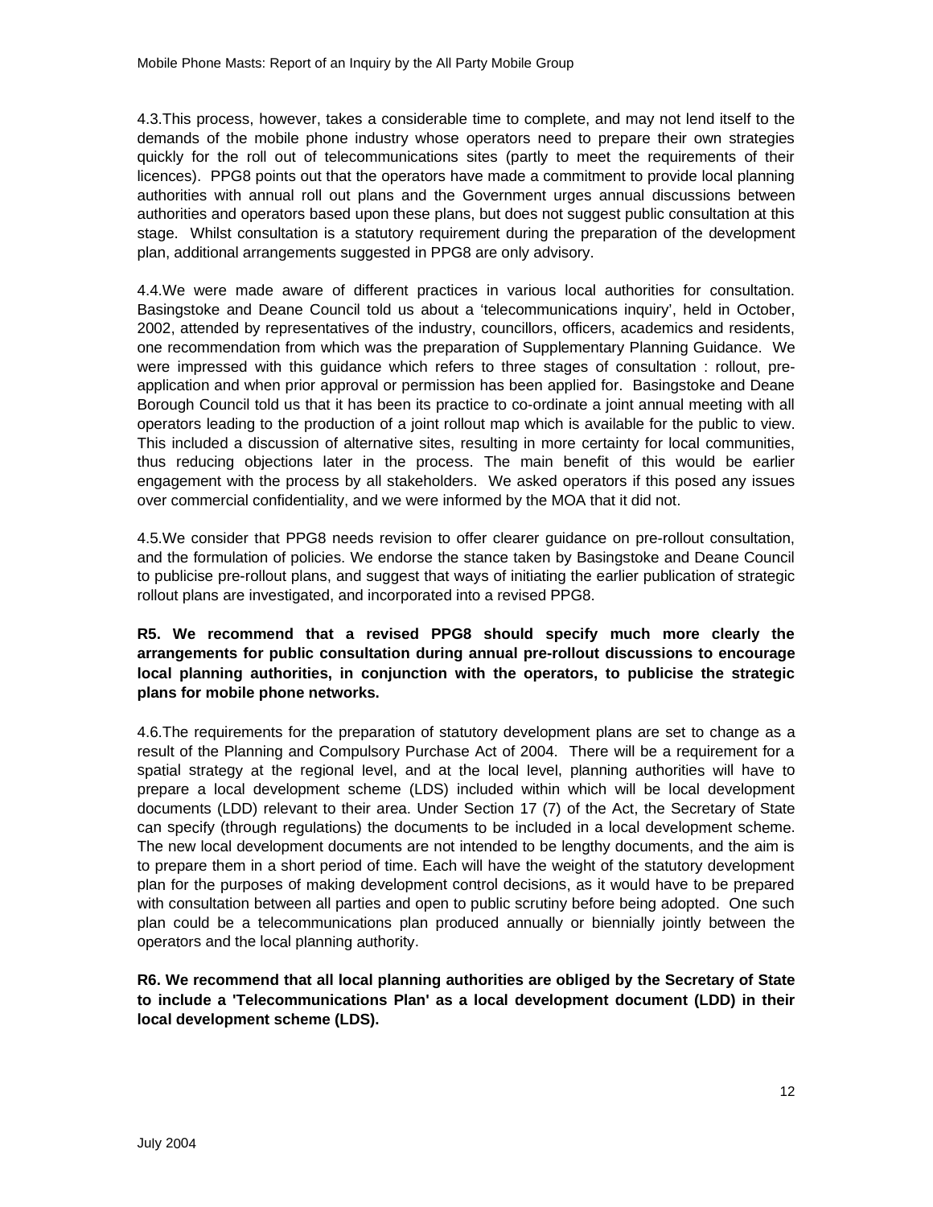4.3.This process, however, takes a considerable time to complete, and may not lend itself to the demands of the mobile phone industry whose operators need to prepare their own strategies quickly for the roll out of telecommunications sites (partly to meet the requirements of their licences). PPG8 points out that the operators have made a commitment to provide local planning authorities with annual roll out plans and the Government urges annual discussions between authorities and operators based upon these plans, but does not suggest public consultation at this stage. Whilst consultation is a statutory requirement during the preparation of the development plan, additional arrangements suggested in PPG8 are only advisory.

4.4.We were made aware of different practices in various local authorities for consultation. Basingstoke and Deane Council told us about a 'telecommunications inquiry', held in October, 2002, attended by representatives of the industry, councillors, officers, academics and residents, one recommendation from which was the preparation of Supplementary Planning Guidance. We were impressed with this guidance which refers to three stages of consultation : rollout, pre-application and when prior approval or permission has been applied for. Basingstoke and Deane Borough Council told us that it has been its practice to co-ordinate a joint annual meeting with all operators leading to the production of a joint rollout map which is available for the public to view. This included a discussion of alternative sites, resulting in more certainty for local communities, thus reducing objections later in the process. The main benefit of this would be earlier engagement with the process by all stakeholders. We asked operators if this posed any issues over commercial confidentiality, and we were informed by the MOA that it did not.

4.5.We consider that PPG8 needs revision to offer clearer guidance on pre-rollout consultation, and the formulation of policies. We endorse the stance taken by Basingstoke and Deane Council to publicise pre-rollout plans, and suggest that ways of initiating the earlier publication of strategic rollout plans are investigated, and incorporated into a revised PPG8.

**R5. We recommend that a revised PPG8 should specify much more clearly the arrangements for public consultation during annual pre-rollout discussions to encourage local planning authorities, in conjunction with the operators, to publicise the strategic plans for mobile phone networks.**

4.6.The requirements for the preparation of statutory development plans are set to change as a result of the Planning and Compulsory Purchase Act of 2004. There will be a requirement for a spatial strategy at the regional level, and at the local level, planning authorities will have to prepare a local development scheme (LDS) included within which will be local development documents (LDD) relevant to their area. Under Section 17 (7) of the Act, the Secretary of State can specify (through regulations) the documents to be included in a local development scheme. The new local development documents are not intended to be lengthy documents, and the aim is to prepare them in a short period of time. Each will have the weight of the statutory development plan for the purposes of making development control decisions, as it would have to be prepared with consultation between all parties and open to public scrutiny before being adopted. One such plan could be a telecommunications plan produced annually or biennially jointly between the operators and the local planning authority.

**R6. We recommend that all local planning authorities are obliged by the Secretary of State to include a 'Telecommunications Plan' as a local development document (LDD) in their local development scheme (LDS).**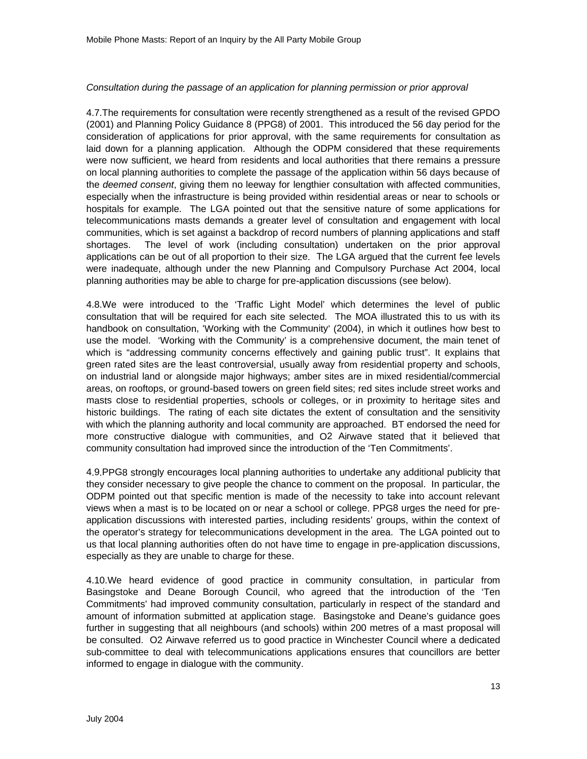*Consultation during the passage of an application for planning permission or prior approval*

4.7.The requirements for consultation were recently strengthened as a result of the revised GPDO (2001) and Planning Policy Guidance 8 (PPG8) of 2001. This introduced the 56 day period for the consideration of applications for prior approval, with the same requirements for consultation as laid down for a planning application. Although the ODPM considered that these requirements were now sufficient, we heard from residents and local authorities that there remains a pressure on local planning authorities to complete the passage of the application within 56 days because of the *deemed consent*, giving them no leeway for lengthier consultation with affected communities, especially when the infrastructure is being provided within residential areas or near to schools or hospitals for example. The LGA pointed out that the sensitive nature of some applications for telecommunications masts demands a greater level of consultation and engagement with local communities, which is set against a backdrop of record numbers of planning applications and staff shortages. The level of work (including consultation) undertaken on the prior approval applications can be out of all proportion to their size. The LGA argued that the current fee levels were inadequate, although under the new Planning and Compulsory Purchase Act 2004, local planning authorities may be able to charge for pre-application discussions (see below).

4.8.We were introduced to the 'Traffic Light Model' which determines the level of public consultation that will be required for each site selected. The MOA illustrated this to us with its handbook on consultation, 'Working with the Community' (2004), in which it outlines how best to use the model. 'Working with the Community' is a comprehensive document, the main tenet of which is "addressing community concerns effectively and gaining public trust". It explains that green rated sites are the least controversial, usually away from residential property and schools, on industrial land or alongside major highways; amber sites are in mixed residential/commercial areas, on rooftops, or ground-based towers on green field sites; red sites include street works and masts close to residential properties, schools or colleges, or in proximity to heritage sites and historic buildings. The rating of each site dictates the extent of consultation and the sensitivity with which the planning authority and local community are approached. BT endorsed the need for more constructive dialogue with communities, and O2 Airwave stated that it believed that community consultation had improved since the introduction of the 'Ten Commitments'.

4.9.PPG8 strongly encourages local planning authorities to undertake any additional publicity that they consider necessary to give people the chance to comment on the proposal. In particular, the ODPM pointed out that specific mention is made of the necessity to take into account relevant views when a mast is to be located on or near a school or college. PPG8 urges the need for pre-application discussions with interested parties, including residents' groups, within the context of the operator's strategy for telecommunications development in the area. The LGA pointed out to us that local planning authorities often do not have time to engage in pre-application discussions, especially as they are unable to charge for these.

4.10.We heard evidence of good practice in community consultation, in particular from Basingstoke and Deane Borough Council, who agreed that the introduction of the 'Ten Commitments' had improved community consultation, particularly in respect of the standard and amount of information submitted at application stage. Basingstoke and Deane's guidance goes further in suggesting that all neighbours (and schools) within 200 metres of a mast proposal will be consulted. O2 Airwave referred us to good practice in Winchester Council where a dedicated sub-committee to deal with telecommunications applications ensures that councillors are better informed to engage in dialogue with the community.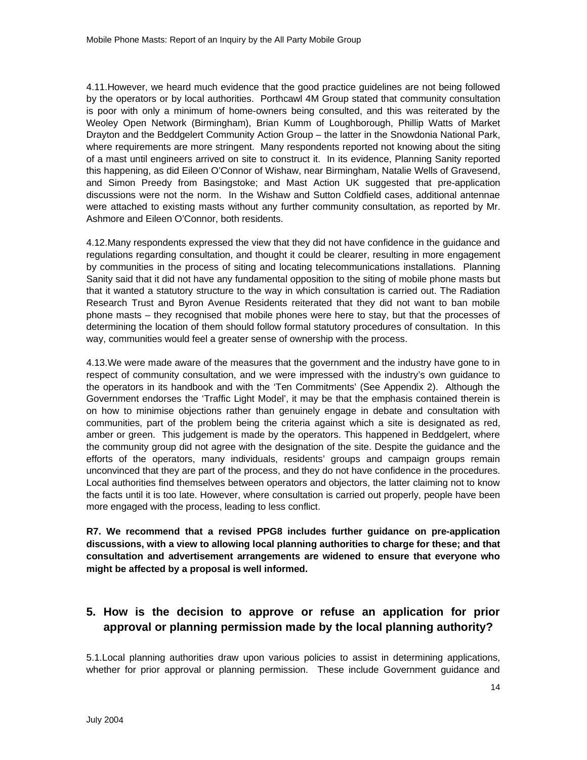4.11.However, we heard much evidence that the good practice guidelines are not being followed by the operators or by local authorities. Porthcawl 4M Group stated that community consultation is poor with only a minimum of home-owners being consulted, and this was reiterated by the Weoley Open Network (Birmingham), Brian Kumm of Loughborough, Phillip Watts of Market Drayton and the Beddgelert Community Action Group – the latter in the Snowdonia National Park, where requirements are more stringent. Many respondents reported not knowing about the siting of a mast until engineers arrived on site to construct it. In its evidence, Planning Sanity reported this happening, as did Eileen O'Connor of Wishaw, near Birmingham, Natalie Wells of Gravesend, and Simon Preedy from Basingstoke; and Mast Action UK suggested that pre-application discussions were not the norm. In the Wishaw and Sutton Coldfield cases, additional antennae were attached to existing masts without any further community consultation, as reported by Mr. Ashmore and Eileen O'Connor, both residents.

4.12.Many respondents expressed the view that they did not have confidence in the guidance and regulations regarding consultation, and thought it could be clearer, resulting in more engagement by communities in the process of siting and locating telecommunications installations. Planning Sanity said that it did not have any fundamental opposition to the siting of mobile phone masts but that it wanted a statutory structure to the way in which consultation is carried out. The Radiation Research Trust and Byron Avenue Residents reiterated that they did not want to ban mobile phone masts – they recognised that mobile phones were here to stay, but that the processes of determining the location of them should follow formal statutory procedures of consultation. In this way, communities would feel a greater sense of ownership with the process.

4.13.We were made aware of the measures that the government and the industry have gone to in respect of community consultation, and we were impressed with the industry's own guidance to the operators in its handbook and with the 'Ten Commitments' (See Appendix 2). Although the Government endorses the 'Traffic Light Model', it may be that the emphasis contained therein is on how to minimise objections rather than genuinely engage in debate and consultation with communities, part of the problem being the criteria against which a site is designated as red, amber or green. This judgement is made by the operators. This happened in Beddgelert, where the community group did not agree with the designation of the site. Despite the guidance and the efforts of the operators, many individuals, residents' groups and campaign groups remain unconvinced that they are part of the process, and they do not have confidence in the procedures. Local authorities find themselves between operators and objectors, the latter claiming not to know the facts until it is too late. However, where consultation is carried out properly, people have been more engaged with the process, leading to less conflict.

**R7. We recommend that a revised PPG8 includes further guidance on pre-application discussions, with a view to allowing local planning authorities to charge for these; and that consultation and advertisement arrangements are widened to ensure that everyone who might be affected by a proposal is well informed.**

## 5. How is the decision to approve or refuse an application for prior approval or planning permission made by the local planning authority?

5.1.Local planning authorities draw upon various policies to assist in determining applications, whether for prior approval or planning permission. These include Government guidance and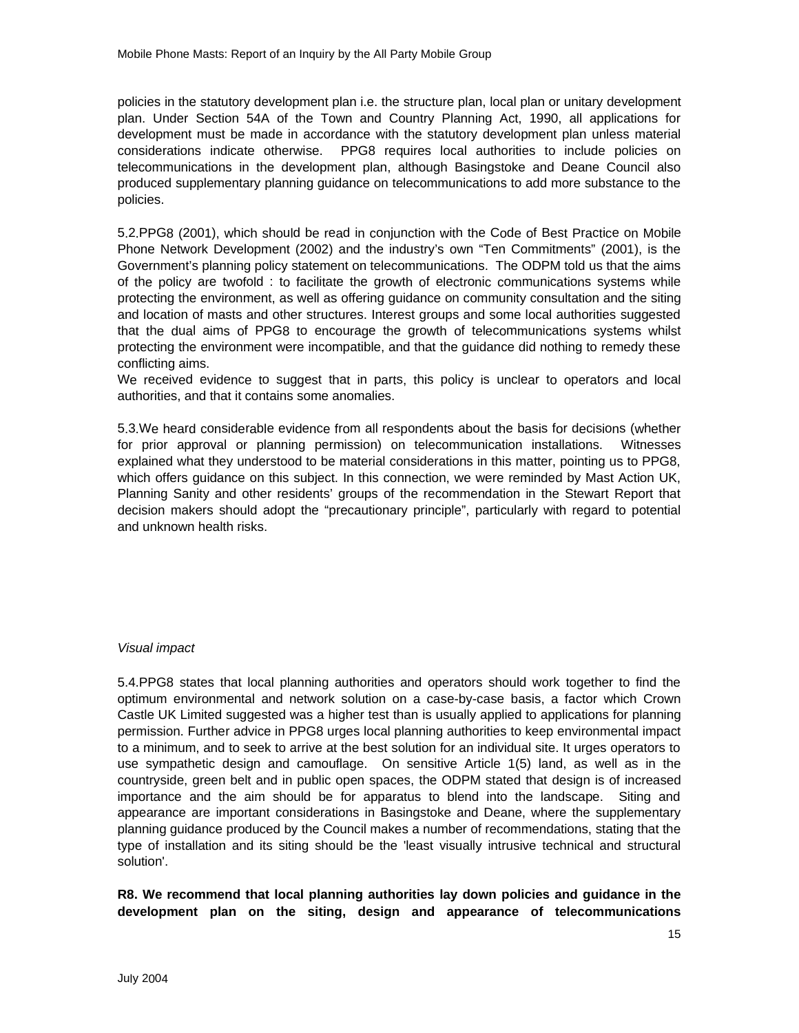policies in the statutory development plan i.e. the structure plan, local plan or unitary development plan. Under Section 54A of the Town and Country Planning Act, 1990, all applications for development must be made in accordance with the statutory development plan unless material considerations indicate otherwise. PPG8 requires local authorities to include policies on telecommunications in the development plan, although Basingstoke and Deane Council also produced supplementary planning guidance on telecommunications to add more substance to the policies.

5.2.PPG8 (2001), which should be read in conjunction with the Code of Best Practice on Mobile Phone Network Development (2002) and the industry's own "Ten Commitments" (2001), is the Government's planning policy statement on telecommunications. The ODPM told us that the aims of the policy are twofold : to facilitate the growth of electronic communications systems while protecting the environment, as well as offering guidance on community consultation and the siting and location of masts and other structures. Interest groups and some local authorities suggested that the dual aims of PPG8 to encourage the growth of telecommunications systems whilst protecting the environment were incompatible, and that the guidance did nothing to remedy these conflicting aims.
We received evidence to suggest that in parts, this policy is unclear to operators and local authorities, and that it contains some anomalies.

5.3.We heard considerable evidence from all respondents about the basis for decisions (whether for prior approval or planning permission) on telecommunication installations. Witnesses explained what they understood to be material considerations in this matter, pointing us to PPG8, which offers guidance on this subject. In this connection, we were reminded by Mast Action UK, Planning Sanity and other residents' groups of the recommendation in the Stewart Report that decision makers should adopt the "precautionary principle", particularly with regard to potential and unknown health risks.

*Visual impact*

5.4.PPG8 states that local planning authorities and operators should work together to find the optimum environmental and network solution on a case-by-case basis, a factor which Crown Castle UK Limited suggested was a higher test than is usually applied to applications for planning permission. Further advice in PPG8 urges local planning authorities to keep environmental impact to a minimum, and to seek to arrive at the best solution for an individual site. It urges operators to use sympathetic design and camouflage. On sensitive Article 1(5) land, as well as in the countryside, green belt and in public open spaces, the ODPM stated that design is of increased importance and the aim should be for apparatus to blend into the landscape. Siting and appearance are important considerations in Basingstoke and Deane, where the supplementary planning guidance produced by the Council makes a number of recommendations, stating that the type of installation and its siting should be the 'least visually intrusive technical and structural solution'.

**R8. We recommend that local planning authorities lay down policies and guidance in the development plan on the siting, design and appearance of telecommunications**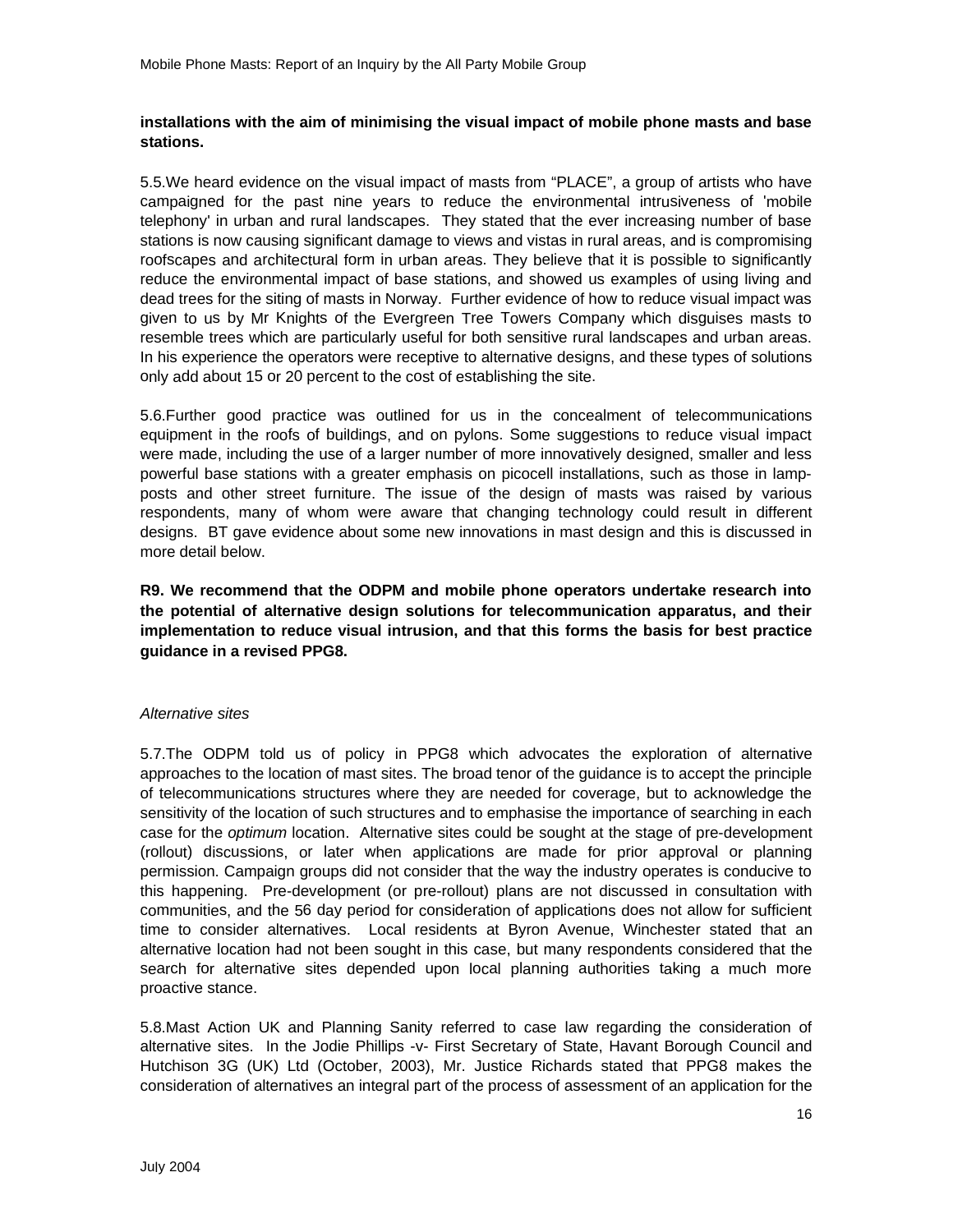**installations with the aim of minimising the visual impact of mobile phone masts and base stations.**

5.5. We heard evidence on the visual impact of masts from "PLACE", a group of artists who have campaigned for the past nine years to reduce the environmental intrusiveness of 'mobile telephony' in urban and rural landscapes. They stated that the ever increasing number of base stations is now causing significant damage to views and vistas in rural areas, and is compromising roofscapes and architectural form in urban areas. They believe that it is possible to significantly reduce the environmental impact of base stations, and showed us examples of using living and dead trees for the siting of masts in Norway. Further evidence of how to reduce visual impact was given to us by Mr Knights of the Evergreen Tree Towers Company which disguises masts to resemble trees which are particularly useful for both sensitive rural landscapes and urban areas. In his experience the operators were receptive to alternative designs, and these types of solutions only add about 15 or 20 percent to the cost of establishing the site.

5.6. Further good practice was outlined for us in the concealment of telecommunications equipment in the roofs of buildings, and on pylons. Some suggestions to reduce visual impact were made, including the use of a larger number of more innovatively designed, smaller and less powerful base stations with a greater emphasis on picocell installations, such as those in lamp-posts and other street furniture. The issue of the design of masts was raised by various respondents, many of whom were aware that changing technology could result in different designs. BT gave evidence about some new innovations in mast design and this is discussed in more detail below.

**R9. We recommend that the ODPM and mobile phone operators undertake research into the potential of alternative design solutions for telecommunication apparatus, and their implementation to reduce visual intrusion, and that this forms the basis for best practice guidance in a revised PPG8.**

*Alternative sites*

5.7. The ODPM told us of policy in PPG8 which advocates the exploration of alternative approaches to the location of mast sites. The broad tenor of the guidance is to accept the principle of telecommunications structures where they are needed for coverage, but to acknowledge the sensitivity of the location of such structures and to emphasise the importance of searching in each case for the *optimum* location. Alternative sites could be sought at the stage of pre-development (rollout) discussions, or later when applications are made for prior approval or planning permission. Campaign groups did not consider that the way the industry operates is conducive to this happening. Pre-development (or pre-rollout) plans are not discussed in consultation with communities, and the 56 day period for consideration of applications does not allow for sufficient time to consider alternatives. Local residents at Byron Avenue, Winchester stated that an alternative location had not been sought in this case, but many respondents considered that the search for alternative sites depended upon local planning authorities taking a much more proactive stance.

5.8. Mast Action UK and Planning Sanity referred to case law regarding the consideration of alternative sites. In the Jodie Phillips -v- First Secretary of State, Havant Borough Council and Hutchison 3G (UK) Ltd (October, 2003), Mr. Justice Richards stated that PPG8 makes the consideration of alternatives an integral part of the process of assessment of an application for the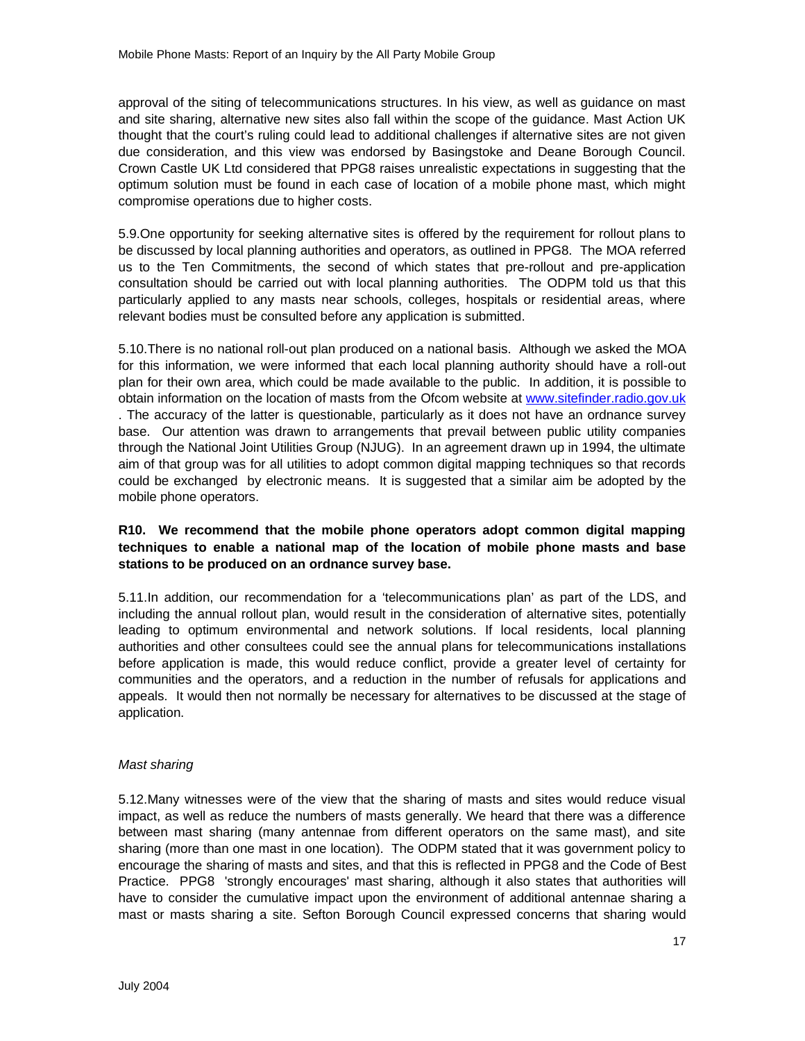approval of the siting of telecommunications structures. In his view, as well as guidance on mast and site sharing, alternative new sites also fall within the scope of the guidance. Mast Action UK thought that the court's ruling could lead to additional challenges if alternative sites are not given due consideration, and this view was endorsed by Basingstoke and Deane Borough Council. Crown Castle UK Ltd considered that PPG8 raises unrealistic expectations in suggesting that the optimum solution must be found in each case of location of a mobile phone mast, which might compromise operations due to higher costs.

5.9.One opportunity for seeking alternative sites is offered by the requirement for rollout plans to be discussed by local planning authorities and operators, as outlined in PPG8. The MOA referred us to the Ten Commitments, the second of which states that pre-rollout and pre-application consultation should be carried out with local planning authorities. The ODPM told us that this particularly applied to any masts near schools, colleges, hospitals or residential areas, where relevant bodies must be consulted before any application is submitted.

5.10.There is no national roll-out plan produced on a national basis. Although we asked the MOA for this information, we were informed that each local planning authority should have a roll-out plan for their own area, which could be made available to the public. In addition, it is possible to obtain information on the location of masts from the Ofcom website at www.sitefinder.radio.gov.uk . The accuracy of the latter is questionable, particularly as it does not have an ordnance survey base. Our attention was drawn to arrangements that prevail between public utility companies through the National Joint Utilities Group (NJUG). In an agreement drawn up in 1994, the ultimate aim of that group was for all utilities to adopt common digital mapping techniques so that records could be exchanged by electronic means. It is suggested that a similar aim be adopted by the mobile phone operators.

**R10. We recommend that the mobile phone operators adopt common digital mapping techniques to enable a national map of the location of mobile phone masts and base stations to be produced on an ordnance survey base.**

5.11.In addition, our recommendation for a 'telecommunications plan' as part of the LDS, and including the annual rollout plan, would result in the consideration of alternative sites, potentially leading to optimum environmental and network solutions. If local residents, local planning authorities and other consultees could see the annual plans for telecommunications installations before application is made, this would reduce conflict, provide a greater level of certainty for communities and the operators, and a reduction in the number of refusals for applications and appeals. It would then not normally be necessary for alternatives to be discussed at the stage of application.

*Mast sharing*

5.12.Many witnesses were of the view that the sharing of masts and sites would reduce visual impact, as well as reduce the numbers of masts generally. We heard that there was a difference between mast sharing (many antennae from different operators on the same mast), and site sharing (more than one mast in one location). The ODPM stated that it was government policy to encourage the sharing of masts and sites, and that this is reflected in PPG8 and the Code of Best Practice. PPG8 'strongly encourages' mast sharing, although it also states that authorities will have to consider the cumulative impact upon the environment of additional antennae sharing a mast or masts sharing a site. Sefton Borough Council expressed concerns that sharing would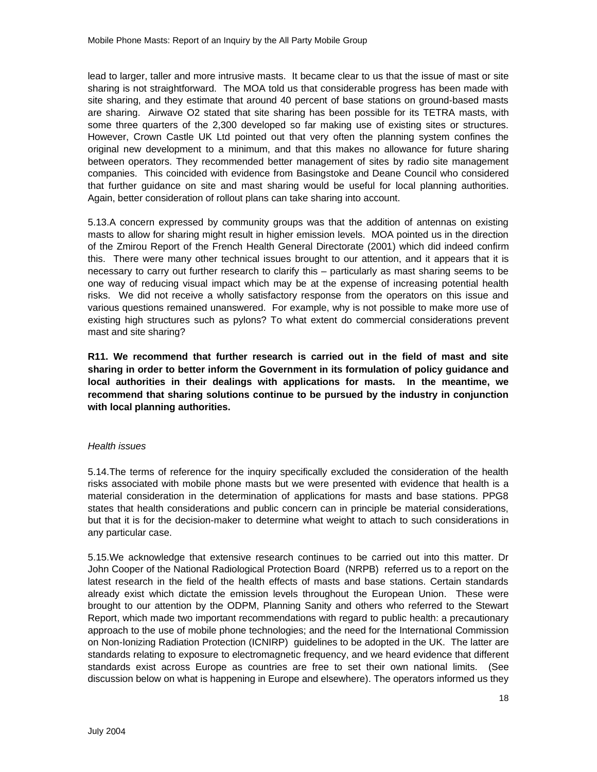lead to larger, taller and more intrusive masts. It became clear to us that the issue of mast or site sharing is not straightforward. The MOA told us that considerable progress has been made with site sharing, and they estimate that around 40 percent of base stations on ground-based masts are sharing. Airwave O2 stated that site sharing has been possible for its TETRA masts, with some three quarters of the 2,300 developed so far making use of existing sites or structures. However, Crown Castle UK Ltd pointed out that very often the planning system confines the original new development to a minimum, and that this makes no allowance for future sharing between operators. They recommended better management of sites by radio site management companies. This coincided with evidence from Basingstoke and Deane Council who considered that further guidance on site and mast sharing would be useful for local planning authorities. Again, better consideration of rollout plans can take sharing into account.

5.13. A concern expressed by community groups was that the addition of antennas on existing masts to allow for sharing might result in higher emission levels. MOA pointed us in the direction of the Zmirou Report of the French Health General Directorate (2001) which did indeed confirm this. There were many other technical issues brought to our attention, and it appears that it is necessary to carry out further research to clarify this – particularly as mast sharing seems to be one way of reducing visual impact which may be at the expense of increasing potential health risks. We did not receive a wholly satisfactory response from the operators on this issue and various questions remained unanswered. For example, why is not possible to make more use of existing high structures such as pylons? To what extent do commercial considerations prevent mast and site sharing?

**R11. We recommend that further research is carried out in the field of mast and site sharing in order to better inform the Government in its formulation of policy guidance and local authorities in their dealings with applications for masts. In the meantime, we recommend that sharing solutions continue to be pursued by the industry in conjunction with local planning authorities.**

*Health issues*

5.14. The terms of reference for the inquiry specifically excluded the consideration of the health risks associated with mobile phone masts but we were presented with evidence that health is a material consideration in the determination of applications for masts and base stations. PPG8 states that health considerations and public concern can in principle be material considerations, but that it is for the decision-maker to determine what weight to attach to such considerations in any particular case.

5.15. We acknowledge that extensive research continues to be carried out into this matter. Dr John Cooper of the National Radiological Protection Board (NRPB) referred us to a report on the latest research in the field of the health effects of masts and base stations. Certain standards already exist which dictate the emission levels throughout the European Union. These were brought to our attention by the ODPM, Planning Sanity and others who referred to the Stewart Report, which made two important recommendations with regard to public health: a precautionary approach to the use of mobile phone technologies; and the need for the International Commission on Non-Ionizing Radiation Protection (ICNIRP) guidelines to be adopted in the UK. The latter are standards relating to exposure to electromagnetic frequency, and we heard evidence that different standards exist across Europe as countries are free to set their own national limits. (See discussion below on what is happening in Europe and elsewhere). The operators informed us they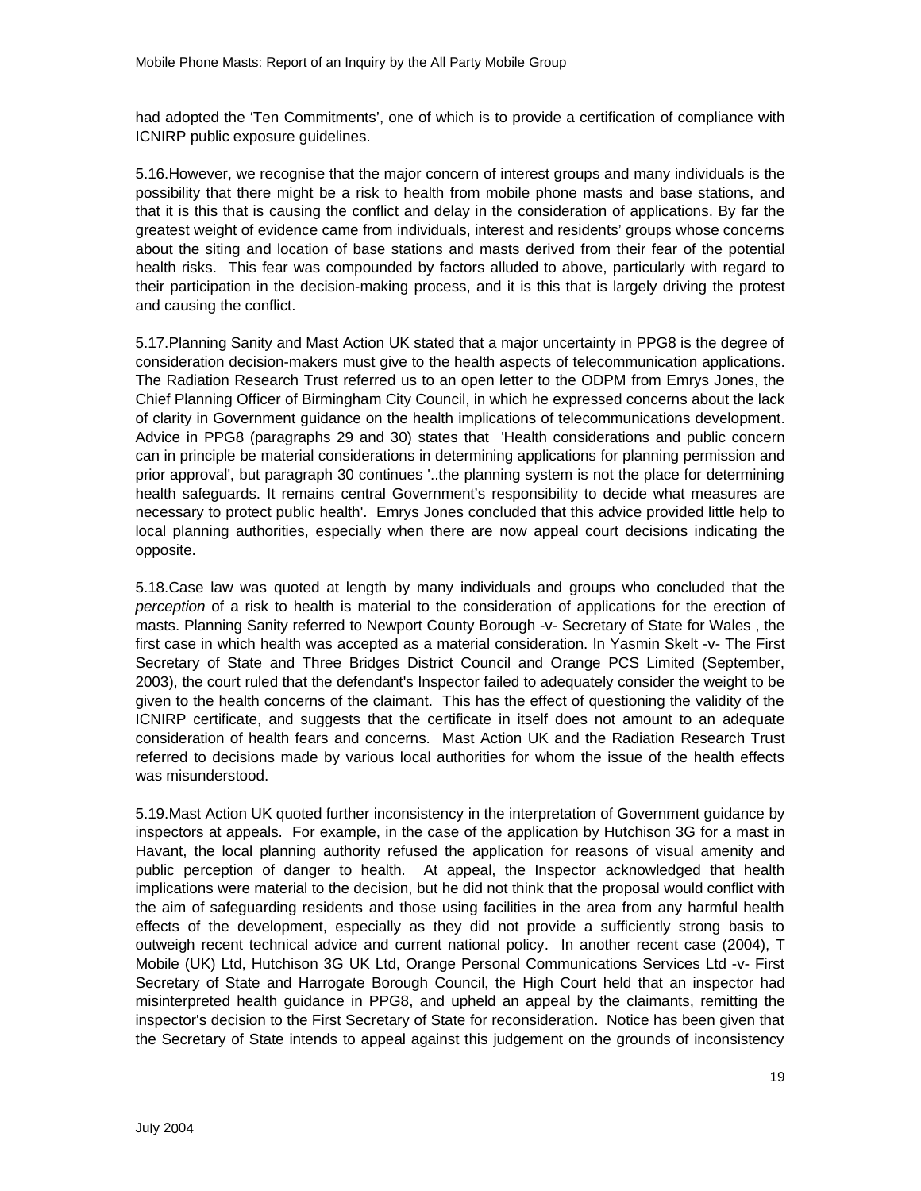had adopted the 'Ten Commitments', one of which is to provide a certification of compliance with ICNIRP public exposure guidelines.

5.16.However, we recognise that the major concern of interest groups and many individuals is the possibility that there might be a risk to health from mobile phone masts and base stations, and that it is this that is causing the conflict and delay in the consideration of applications. By far the greatest weight of evidence came from individuals, interest and residents' groups whose concerns about the siting and location of base stations and masts derived from their fear of the potential health risks. This fear was compounded by factors alluded to above, particularly with regard to their participation in the decision-making process, and it is this that is largely driving the protest and causing the conflict.

5.17.Planning Sanity and Mast Action UK stated that a major uncertainty in PPG8 is the degree of consideration decision-makers must give to the health aspects of telecommunication applications. The Radiation Research Trust referred us to an open letter to the ODPM from Emrys Jones, the Chief Planning Officer of Birmingham City Council, in which he expressed concerns about the lack of clarity in Government guidance on the health implications of telecommunications development. Advice in PPG8 (paragraphs 29 and 30) states that 'Health considerations and public concern can in principle be material considerations in determining applications for planning permission and prior approval', but paragraph 30 continues '..the planning system is not the place for determining health safeguards. It remains central Government's responsibility to decide what measures are necessary to protect public health'. Emrys Jones concluded that this advice provided little help to local planning authorities, especially when there are now appeal court decisions indicating the opposite.

5.18.Case law was quoted at length by many individuals and groups who concluded that the *perception* of a risk to health is material to the consideration of applications for the erection of masts. Planning Sanity referred to Newport County Borough -v- Secretary of State for Wales , the first case in which health was accepted as a material consideration. In Yasmin Skelt -v- The First Secretary of State and Three Bridges District Council and Orange PCS Limited (September, 2003), the court ruled that the defendant's Inspector failed to adequately consider the weight to be given to the health concerns of the claimant. This has the effect of questioning the validity of the ICNIRP certificate, and suggests that the certificate in itself does not amount to an adequate consideration of health fears and concerns. Mast Action UK and the Radiation Research Trust referred to decisions made by various local authorities for whom the issue of the health effects was misunderstood.

5.19.Mast Action UK quoted further inconsistency in the interpretation of Government guidance by inspectors at appeals. For example, in the case of the application by Hutchison 3G for a mast in Havant, the local planning authority refused the application for reasons of visual amenity and public perception of danger to health. At appeal, the Inspector acknowledged that health implications were material to the decision, but he did not think that the proposal would conflict with the aim of safeguarding residents and those using facilities in the area from any harmful health effects of the development, especially as they did not provide a sufficiently strong basis to outweigh recent technical advice and current national policy. In another recent case (2004), T Mobile (UK) Ltd, Hutchison 3G UK Ltd, Orange Personal Communications Services Ltd -v- First Secretary of State and Harrogate Borough Council, the High Court held that an inspector had misinterpreted health guidance in PPG8, and upheld an appeal by the claimants, remitting the inspector's decision to the First Secretary of State for reconsideration. Notice has been given that the Secretary of State intends to appeal against this judgement on the grounds of inconsistency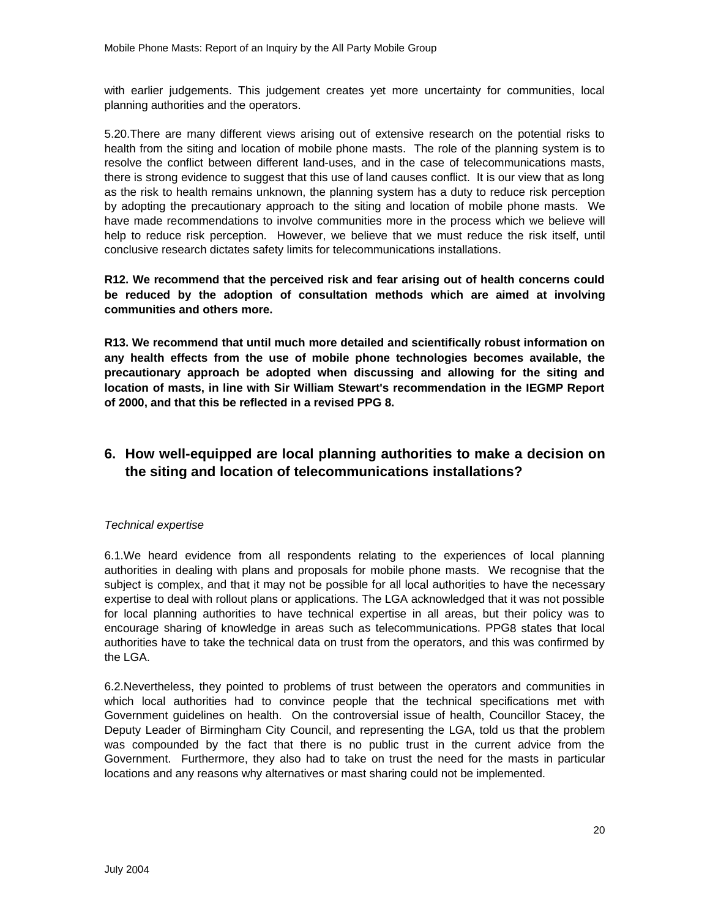with earlier judgements. This judgement creates yet more uncertainty for communities, local planning authorities and the operators.

5.20.There are many different views arising out of extensive research on the potential risks to health from the siting and location of mobile phone masts. The role of the planning system is to resolve the conflict between different land-uses, and in the case of telecommunications masts, there is strong evidence to suggest that this use of land causes conflict. It is our view that as long as the risk to health remains unknown, the planning system has a duty to reduce risk perception by adopting the precautionary approach to the siting and location of mobile phone masts. We have made recommendations to involve communities more in the process which we believe will help to reduce risk perception. However, we believe that we must reduce the risk itself, until conclusive research dictates safety limits for telecommunications installations.

**R12. We recommend that the perceived risk and fear arising out of health concerns could be reduced by the adoption of consultation methods which are aimed at involving communities and others more.**

**R13. We recommend that until much more detailed and scientifically robust information on any health effects from the use of mobile phone technologies becomes available, the precautionary approach be adopted when discussing and allowing for the siting and location of masts, in line with Sir William Stewart's recommendation in the IEGMP Report of 2000, and that this be reflected in a revised PPG 8.**

## 6. How well-equipped are local planning authorities to make a decision on the siting and location of telecommunications installations?

*Technical expertise*

6.1.We heard evidence from all respondents relating to the experiences of local planning authorities in dealing with plans and proposals for mobile phone masts. We recognise that the subject is complex, and that it may not be possible for all local authorities to have the necessary expertise to deal with rollout plans or applications. The LGA acknowledged that it was not possible for local planning authorities to have technical expertise in all areas, but their policy was to encourage sharing of knowledge in areas such as telecommunications. PPG8 states that local authorities have to take the technical data on trust from the operators, and this was confirmed by the LGA.

6.2.Nevertheless, they pointed to problems of trust between the operators and communities in which local authorities had to convince people that the technical specifications met with Government guidelines on health. On the controversial issue of health, Councillor Stacey, the Deputy Leader of Birmingham City Council, and representing the LGA, told us that the problem was compounded by the fact that there is no public trust in the current advice from the Government. Furthermore, they also had to take on trust the need for the masts in particular locations and any reasons why alternatives or mast sharing could not be implemented.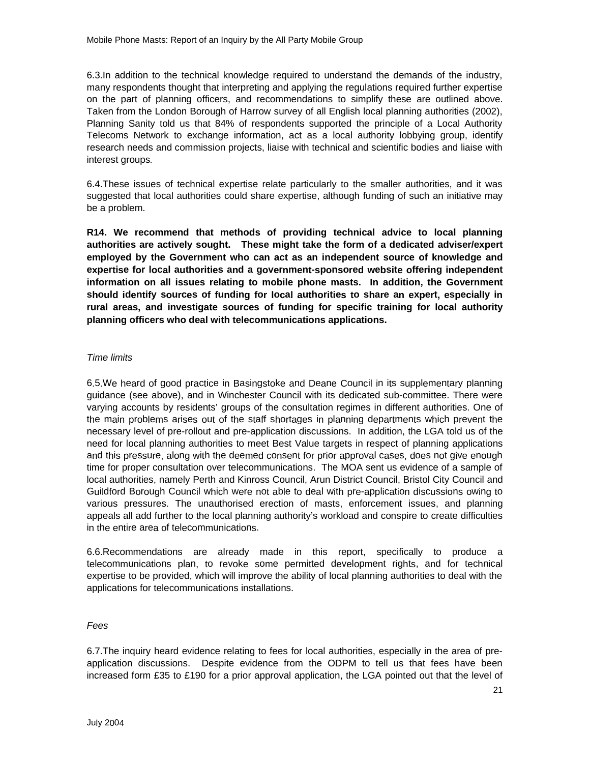6.3.In addition to the technical knowledge required to understand the demands of the industry, many respondents thought that interpreting and applying the regulations required further expertise on the part of planning officers, and recommendations to simplify these are outlined above. Taken from the London Borough of Harrow survey of all English local planning authorities (2002), Planning Sanity told us that 84% of respondents supported the principle of a Local Authority Telecoms Network to exchange information, act as a local authority lobbying group, identify research needs and commission projects, liaise with technical and scientific bodies and liaise with interest groups.

6.4.These issues of technical expertise relate particularly to the smaller authorities, and it was suggested that local authorities could share expertise, although funding of such an initiative may be a problem.

**R14. We recommend that methods of providing technical advice to local planning authorities are actively sought. These might take the form of a dedicated adviser/expert employed by the Government who can act as an independent source of knowledge and expertise for local authorities and a government-sponsored website offering independent information on all issues relating to mobile phone masts. In addition, the Government should identify sources of funding for local authorities to share an expert, especially in rural areas, and investigate sources of funding for specific training for local authority planning officers who deal with telecommunications applications.**

*Time limits*

6.5.We heard of good practice in Basingstoke and Deane Council in its supplementary planning guidance (see above), and in Winchester Council with its dedicated sub-committee. There were varying accounts by residents' groups of the consultation regimes in different authorities. One of the main problems arises out of the staff shortages in planning departments which prevent the necessary level of pre-rollout and pre-application discussions. In addition, the LGA told us of the need for local planning authorities to meet Best Value targets in respect of planning applications and this pressure, along with the deemed consent for prior approval cases, does not give enough time for proper consultation over telecommunications. The MOA sent us evidence of a sample of local authorities, namely Perth and Kinross Council, Arun District Council, Bristol City Council and Guildford Borough Council which were not able to deal with pre-application discussions owing to various pressures. The unauthorised erection of masts, enforcement issues, and planning appeals all add further to the local planning authority's workload and conspire to create difficulties in the entire area of telecommunications.

6.6.Recommendations are already made in this report, specifically to produce a telecommunications plan, to revoke some permitted development rights, and for technical expertise to be provided, which will improve the ability of local planning authorities to deal with the applications for telecommunications installations.

*Fees*

6.7.The inquiry heard evidence relating to fees for local authorities, especially in the area of pre-application discussions. Despite evidence from the ODPM to tell us that fees have been increased form £35 to £190 for a prior approval application, the LGA pointed out that the level of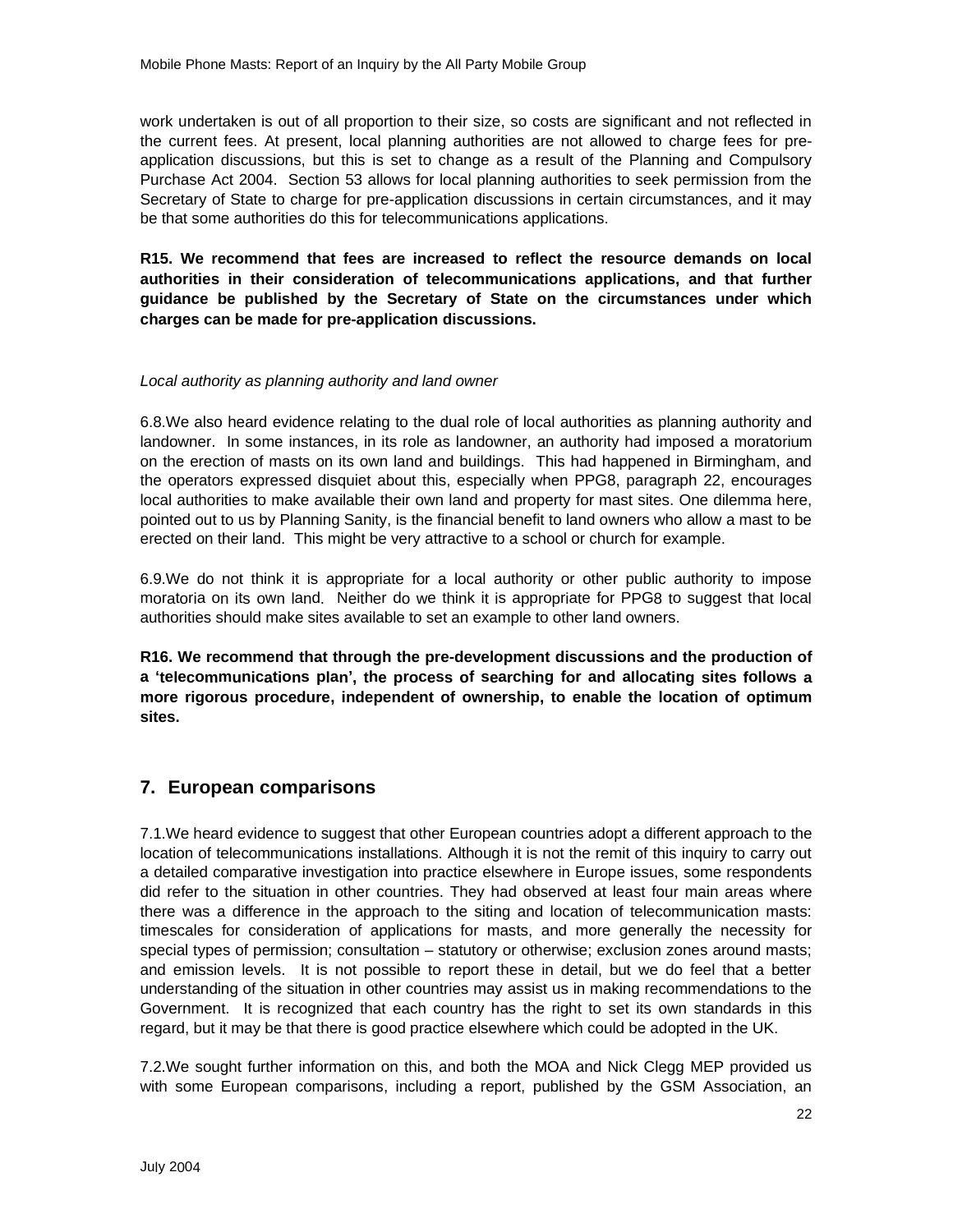work undertaken is out of all proportion to their size, so costs are significant and not reflected in the current fees. At present, local planning authorities are not allowed to charge fees for pre-application discussions, but this is set to change as a result of the Planning and Compulsory Purchase Act 2004. Section 53 allows for local planning authorities to seek permission from the Secretary of State to charge for pre-application discussions in certain circumstances, and it may be that some authorities do this for telecommunications applications.

**R15. We recommend that fees are increased to reflect the resource demands on local authorities in their consideration of telecommunications applications, and that further guidance be published by the Secretary of State on the circumstances under which charges can be made for pre-application discussions.**

*Local authority as planning authority and land owner*

6.8. We also heard evidence relating to the dual role of local authorities as planning authority and landowner. In some instances, in its role as landowner, an authority had imposed a moratorium on the erection of masts on its own land and buildings. This had happened in Birmingham, and the operators expressed disquiet about this, especially when PPG8, paragraph 22, encourages local authorities to make available their own land and property for mast sites. One dilemma here, pointed out to us by Planning Sanity, is the financial benefit to land owners who allow a mast to be erected on their land. This might be very attractive to a school or church for example.

6.9. We do not think it is appropriate for a local authority or other public authority to impose moratoria on its own land. Neither do we think it is appropriate for PPG8 to suggest that local authorities should make sites available to set an example to other land owners.

**R16. We recommend that through the pre-development discussions and the production of a 'telecommunications plan', the process of searching for and allocating sites follows a more rigorous procedure, independent of ownership, to enable the location of optimum sites.**

## 7. European comparisons

7.1. We heard evidence to suggest that other European countries adopt a different approach to the location of telecommunications installations. Although it is not the remit of this inquiry to carry out a detailed comparative investigation into practice elsewhere in Europe issues, some respondents did refer to the situation in other countries. They had observed at least four main areas where there was a difference in the approach to the siting and location of telecommunication masts: timescales for consideration of applications for masts, and more generally the necessity for special types of permission; consultation – statutory or otherwise; exclusion zones around masts; and emission levels. It is not possible to report these in detail, but we do feel that a better understanding of the situation in other countries may assist us in making recommendations to the Government. It is recognized that each country has the right to set its own standards in this regard, but it may be that there is good practice elsewhere which could be adopted in the UK.

7.2. We sought further information on this, and both the MOA and Nick Clegg MEP provided us with some European comparisons, including a report, published by the GSM Association, an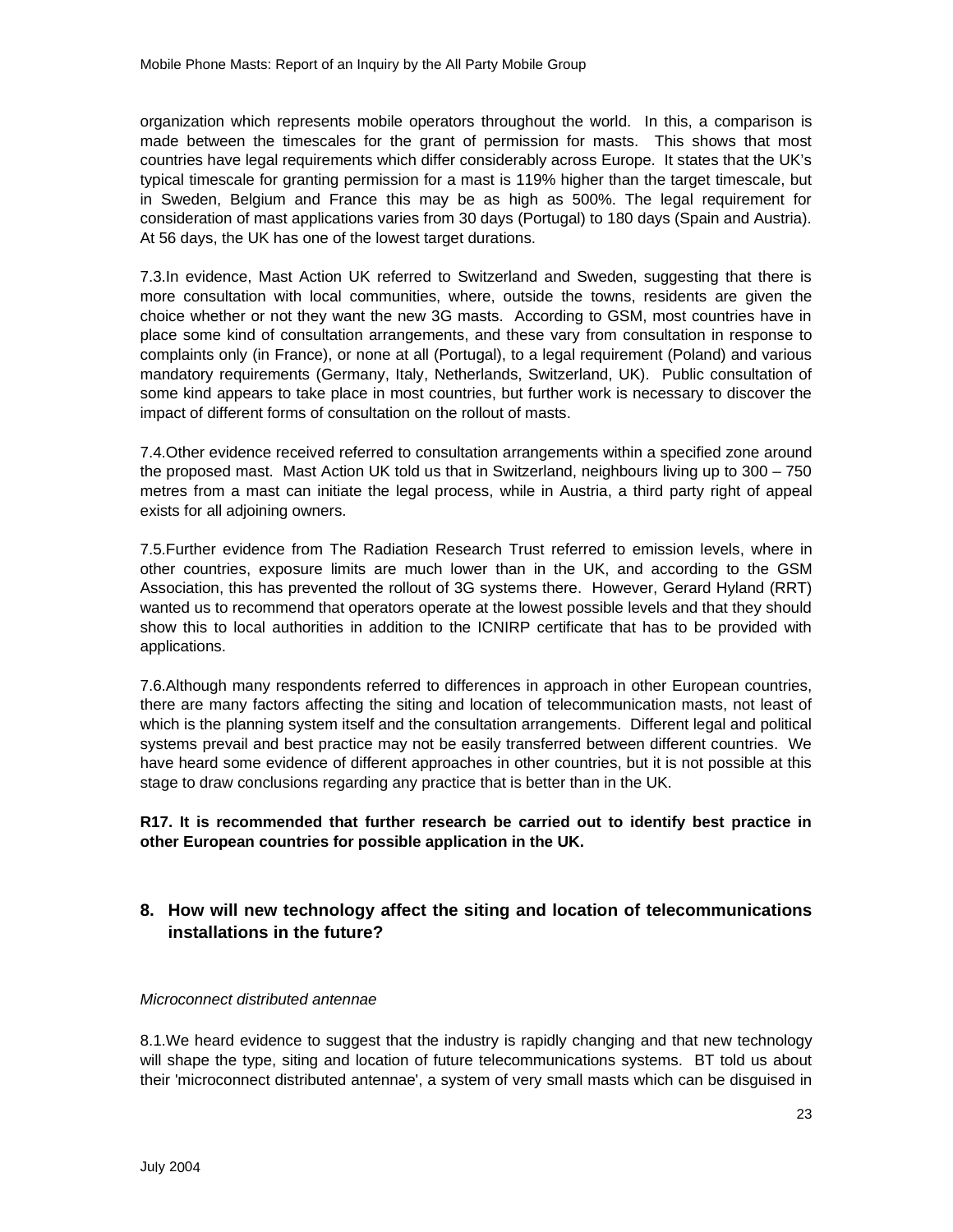organization which represents mobile operators throughout the world. In this, a comparison is made between the timescales for the grant of permission for masts. This shows that most countries have legal requirements which differ considerably across Europe. It states that the UK's typical timescale for granting permission for a mast is 119% higher than the target timescale, but in Sweden, Belgium and France this may be as high as 500%. The legal requirement for consideration of mast applications varies from 30 days (Portugal) to 180 days (Spain and Austria). At 56 days, the UK has one of the lowest target durations.

7.3.In evidence, Mast Action UK referred to Switzerland and Sweden, suggesting that there is more consultation with local communities, where, outside the towns, residents are given the choice whether or not they want the new 3G masts. According to GSM, most countries have in place some kind of consultation arrangements, and these vary from consultation in response to complaints only (in France), or none at all (Portugal), to a legal requirement (Poland) and various mandatory requirements (Germany, Italy, Netherlands, Switzerland, UK). Public consultation of some kind appears to take place in most countries, but further work is necessary to discover the impact of different forms of consultation on the rollout of masts.

7.4.Other evidence received referred to consultation arrangements within a specified zone around the proposed mast. Mast Action UK told us that in Switzerland, neighbours living up to 300 – 750 metres from a mast can initiate the legal process, while in Austria, a third party right of appeal exists for all adjoining owners.

7.5.Further evidence from The Radiation Research Trust referred to emission levels, where in other countries, exposure limits are much lower than in the UK, and according to the GSM Association, this has prevented the rollout of 3G systems there. However, Gerard Hyland (RRT) wanted us to recommend that operators operate at the lowest possible levels and that they should show this to local authorities in addition to the ICNIRP certificate that has to be provided with applications.

7.6.Although many respondents referred to differences in approach in other European countries, there are many factors affecting the siting and location of telecommunication masts, not least of which is the planning system itself and the consultation arrangements. Different legal and political systems prevail and best practice may not be easily transferred between different countries. We have heard some evidence of different approaches in other countries, but it is not possible at this stage to draw conclusions regarding any practice that is better than in the UK.

**R17. It is recommended that further research be carried out to identify best practice in other European countries for possible application in the UK.**

## 8. How will new technology affect the siting and location of telecommunications installations in the future?

*Microconnect distributed antennae*

8.1.We heard evidence to suggest that the industry is rapidly changing and that new technology will shape the type, siting and location of future telecommunications systems. BT told us about their 'microconnect distributed antennae', a system of very small masts which can be disguised in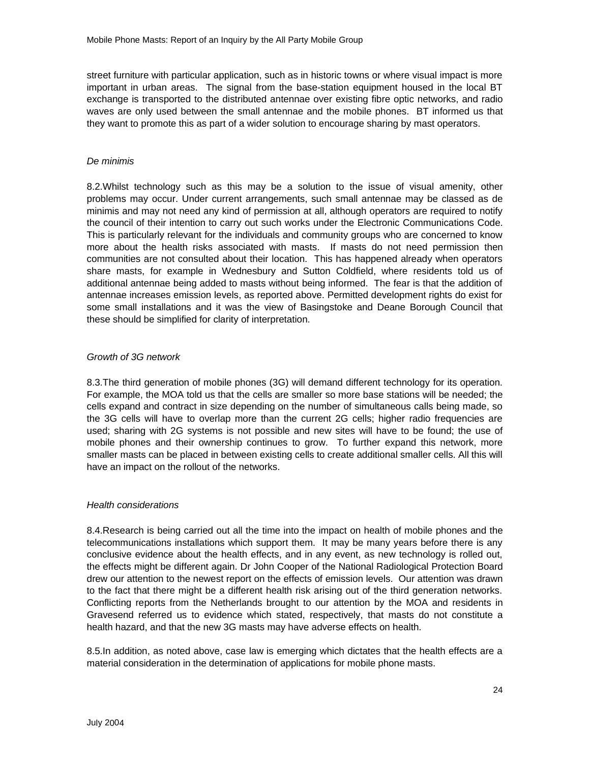street furniture with particular application, such as in historic towns or where visual impact is more important in urban areas. The signal from the base-station equipment housed in the local BT exchange is transported to the distributed antennae over existing fibre optic networks, and radio waves are only used between the small antennae and the mobile phones. BT informed us that they want to promote this as part of a wider solution to encourage sharing by mast operators.

*De minimis*

8.2.Whilst technology such as this may be a solution to the issue of visual amenity, other problems may occur. Under current arrangements, such small antennae may be classed as de minimis and may not need any kind of permission at all, although operators are required to notify the council of their intention to carry out such works under the Electronic Communications Code. This is particularly relevant for the individuals and community groups who are concerned to know more about the health risks associated with masts. If masts do not need permission then communities are not consulted about their location. This has happened already when operators share masts, for example in Wednesbury and Sutton Coldfield, where residents told us of additional antennae being added to masts without being informed. The fear is that the addition of antennae increases emission levels, as reported above. Permitted development rights do exist for some small installations and it was the view of Basingstoke and Deane Borough Council that these should be simplified for clarity of interpretation.

*Growth of 3G network*

8.3.The third generation of mobile phones (3G) will demand different technology for its operation. For example, the MOA told us that the cells are smaller so more base stations will be needed; the cells expand and contract in size depending on the number of simultaneous calls being made, so the 3G cells will have to overlap more than the current 2G cells; higher radio frequencies are used; sharing with 2G systems is not possible and new sites will have to be found; the use of mobile phones and their ownership continues to grow. To further expand this network, more smaller masts can be placed in between existing cells to create additional smaller cells. All this will have an impact on the rollout of the networks.

*Health considerations*

8.4.Research is being carried out all the time into the impact on health of mobile phones and the telecommunications installations which support them. It may be many years before there is any conclusive evidence about the health effects, and in any event, as new technology is rolled out, the effects might be different again. Dr John Cooper of the National Radiological Protection Board drew our attention to the newest report on the effects of emission levels. Our attention was drawn to the fact that there might be a different health risk arising out of the third generation networks. Conflicting reports from the Netherlands brought to our attention by the MOA and residents in Gravesend referred us to evidence which stated, respectively, that masts do not constitute a health hazard, and that the new 3G masts may have adverse effects on health.

8.5.In addition, as noted above, case law is emerging which dictates that the health effects are a material consideration in the determination of applications for mobile phone masts.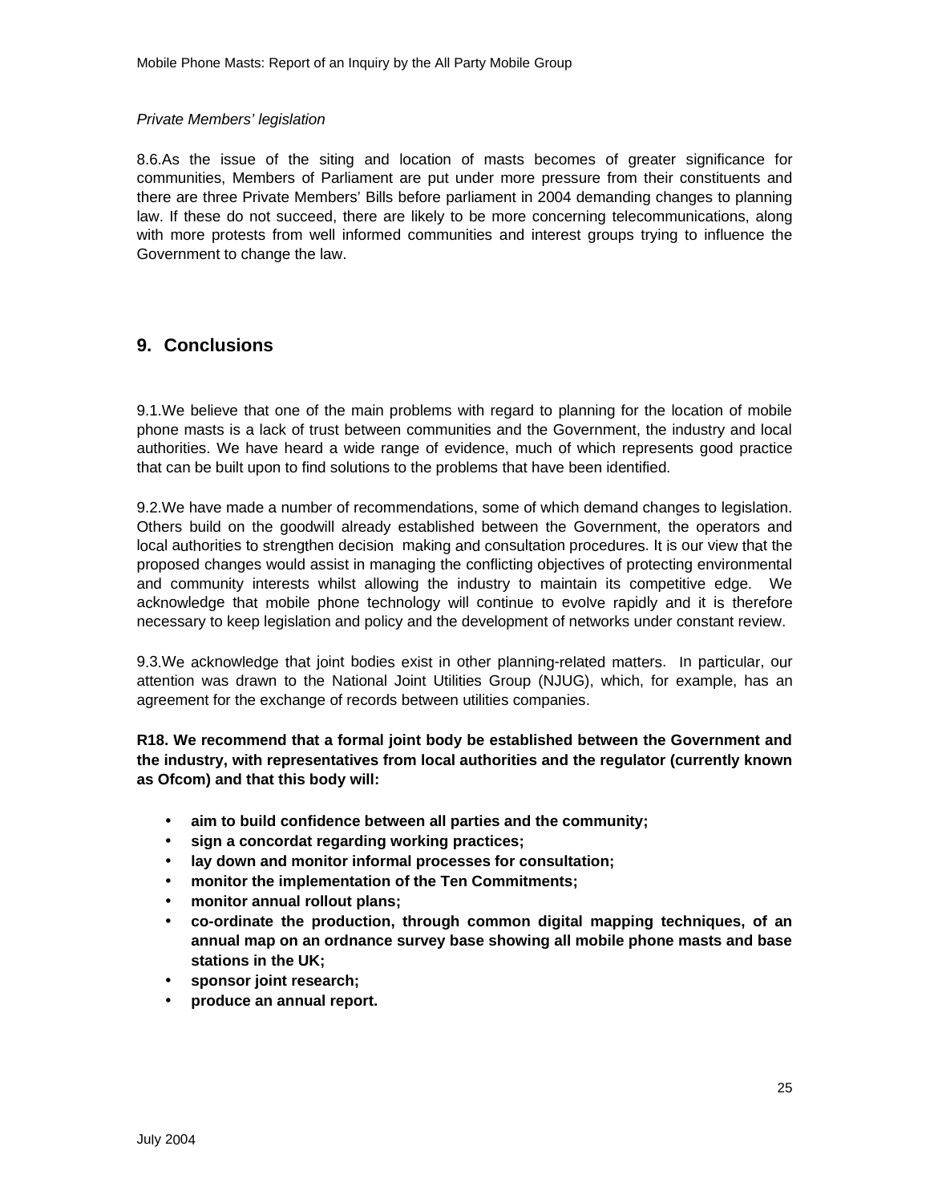*Private Members' legislation*

8.6.As the issue of the siting and location of masts becomes of greater significance for communities, Members of Parliament are put under more pressure from their constituents and there are three Private Members' Bills before parliament in 2004 demanding changes to planning law. If these do not succeed, there are likely to be more concerning telecommunications, along with more protests from well informed communities and interest groups trying to influence the Government to change the law.

## 9. Conclusions

9.1.We believe that one of the main problems with regard to planning for the location of mobile phone masts is a lack of trust between communities and the Government, the industry and local authorities. We have heard a wide range of evidence, much of which represents good practice that can be built upon to find solutions to the problems that have been identified.

9.2.We have made a number of recommendations, some of which demand changes to legislation. Others build on the goodwill already established between the Government, the operators and local authorities to strengthen decision making and consultation procedures. It is our view that the proposed changes would assist in managing the conflicting objectives of protecting environmental and community interests whilst allowing the industry to maintain its competitive edge. We acknowledge that mobile phone technology will continue to evolve rapidly and it is therefore necessary to keep legislation and policy and the development of networks under constant review.

9.3.We acknowledge that joint bodies exist in other planning-related matters. In particular, our attention was drawn to the National Joint Utilities Group (NJUG), which, for example, has an agreement for the exchange of records between utilities companies.

**R18. We recommend that a formal joint body be established between the Government and the industry, with representatives from local authorities and the regulator (currently known as Ofcom) and that this body will:**

- **aim to build confidence between all parties and the community;**
- **sign a concordat regarding working practices;**
- **lay down and monitor informal processes for consultation;**
- **monitor the implementation of the Ten Commitments;**
- **monitor annual rollout plans;**
- **co-ordinate the production, through common digital mapping techniques, of an annual map on an ordnance survey base showing all mobile phone masts and base stations in the UK;**
- **sponsor joint research;**
- **produce an annual report.**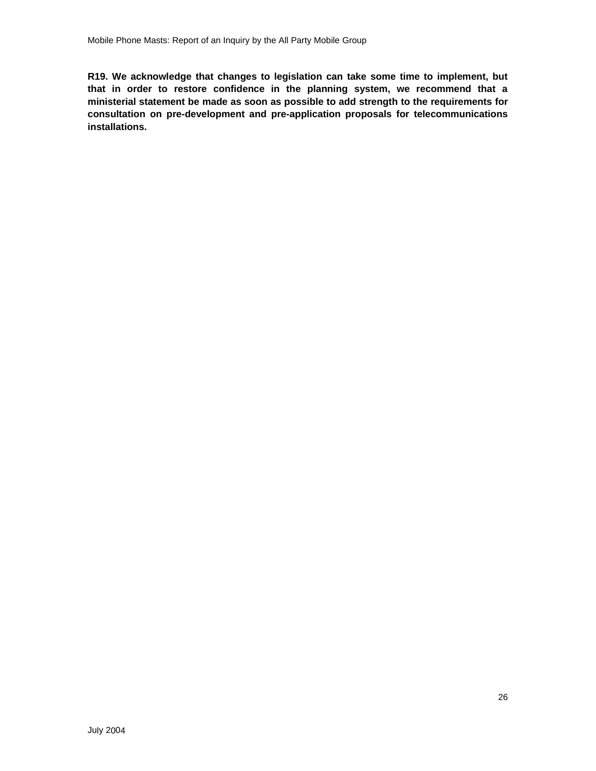**R19. We acknowledge that changes to legislation can take some time to implement, but that in order to restore confidence in the planning system, we recommend that a ministerial statement be made as soon as possible to add strength to the requirements for consultation on pre-development and pre-application proposals for telecommunications installations.**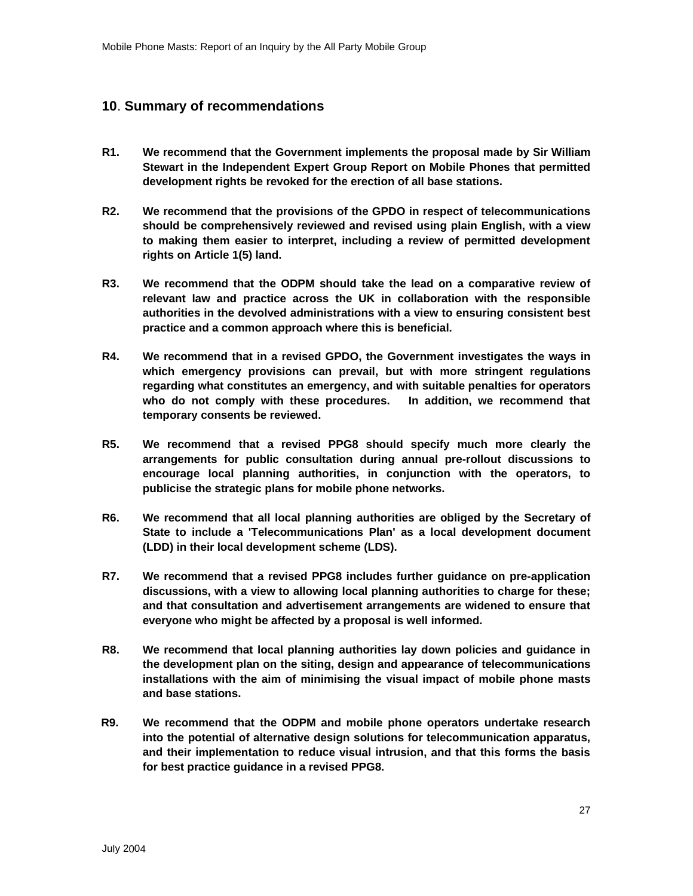## 10. Summary of recommendations

**R1.** **We recommend that the Government implements the proposal made by Sir William Stewart in the Independent Expert Group Report on Mobile Phones that permitted development rights be revoked for the erection of all base stations.**

**R2.** **We recommend that the provisions of the GPDO in respect of telecommunications should be comprehensively reviewed and revised using plain English, with a view to making them easier to interpret, including a review of permitted development rights on Article 1(5) land.**

**R3.** **We recommend that the ODPM should take the lead on a comparative review of relevant law and practice across the UK in collaboration with the responsible authorities in the devolved administrations with a view to ensuring consistent best practice and a common approach where this is beneficial.**

**R4.** **We recommend that in a revised GPDO, the Government investigates the ways in which emergency provisions can prevail, but with more stringent regulations regarding what constitutes an emergency, and with suitable penalties for operators who do not comply with these procedures. In addition, we recommend that temporary consents be reviewed.**

**R5.** **We recommend that a revised PPG8 should specify much more clearly the arrangements for public consultation during annual pre-rollout discussions to encourage local planning authorities, in conjunction with the operators, to publicise the strategic plans for mobile phone networks.**

**R6.** **We recommend that all local planning authorities are obliged by the Secretary of State to include a 'Telecommunications Plan' as a local development document (LDD) in their local development scheme (LDS).**

**R7.** **We recommend that a revised PPG8 includes further guidance on pre-application discussions, with a view to allowing local planning authorities to charge for these; and that consultation and advertisement arrangements are widened to ensure that everyone who might be affected by a proposal is well informed.**

**R8.** **We recommend that local planning authorities lay down policies and guidance in the development plan on the siting, design and appearance of telecommunications installations with the aim of minimising the visual impact of mobile phone masts and base stations.**

**R9.** **We recommend that the ODPM and mobile phone operators undertake research into the potential of alternative design solutions for telecommunication apparatus, and their implementation to reduce visual intrusion, and that this forms the basis for best practice guidance in a revised PPG8.**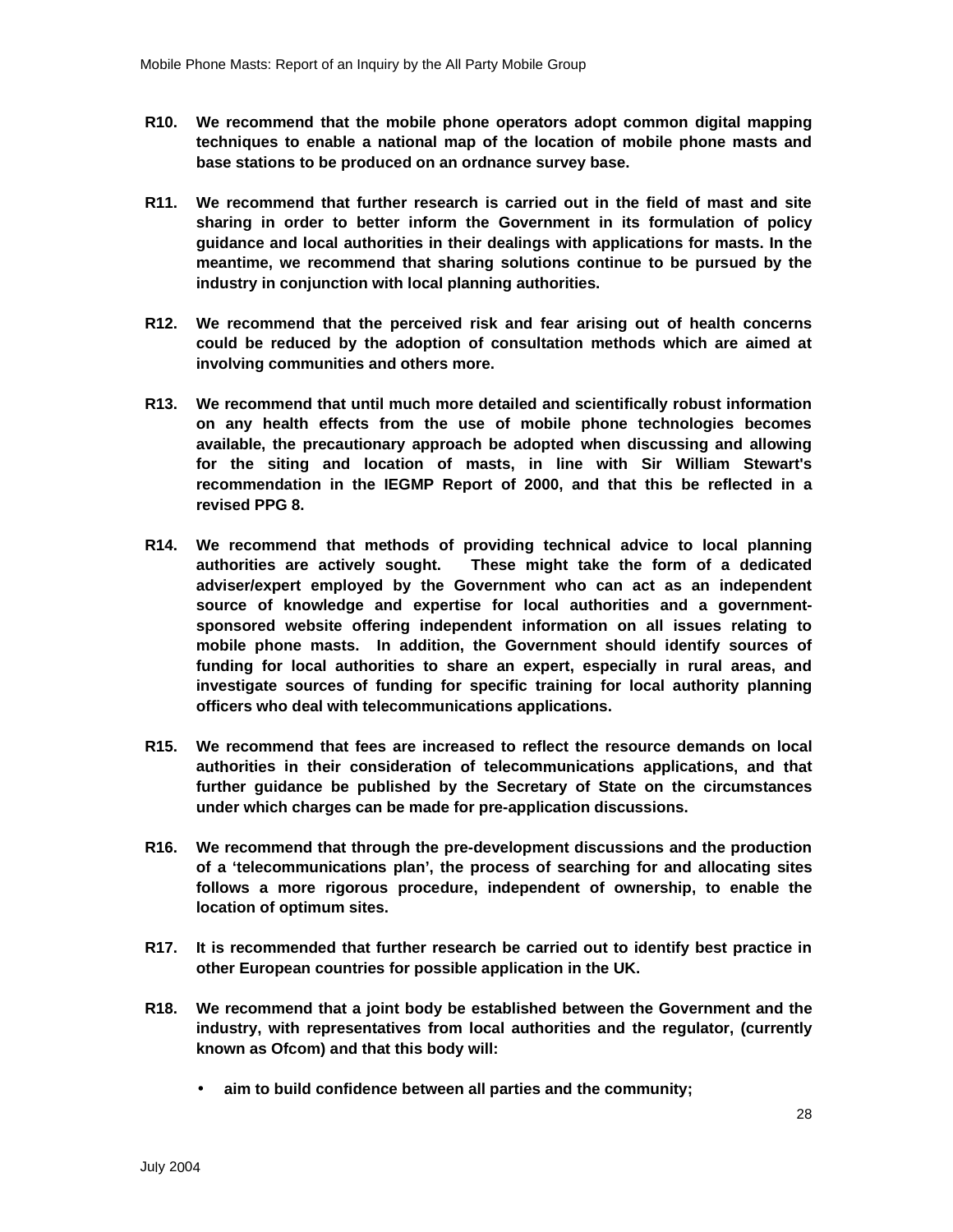**R10. We recommend that the mobile phone operators adopt common digital mapping techniques to enable a national map of the location of mobile phone masts and base stations to be produced on an ordnance survey base.**

**R11. We recommend that further research is carried out in the field of mast and site sharing in order to better inform the Government in its formulation of policy guidance and local authorities in their dealings with applications for masts. In the meantime, we recommend that sharing solutions continue to be pursued by the industry in conjunction with local planning authorities.**

**R12. We recommend that the perceived risk and fear arising out of health concerns could be reduced by the adoption of consultation methods which are aimed at involving communities and others more.**

**R13. We recommend that until much more detailed and scientifically robust information on any health effects from the use of mobile phone technologies becomes available, the precautionary approach be adopted when discussing and allowing for the siting and location of masts, in line with Sir William Stewart's recommendation in the IEGMP Report of 2000, and that this be reflected in a revised PPG 8.**

**R14. We recommend that methods of providing technical advice to local planning authorities are actively sought. These might take the form of a dedicated adviser/expert employed by the Government who can act as an independent source of knowledge and expertise for local authorities and a government-sponsored website offering independent information on all issues relating to mobile phone masts. In addition, the Government should identify sources of funding for local authorities to share an expert, especially in rural areas, and investigate sources of funding for specific training for local authority planning officers who deal with telecommunications applications.**

**R15. We recommend that fees are increased to reflect the resource demands on local authorities in their consideration of telecommunications applications, and that further guidance be published by the Secretary of State on the circumstances under which charges can be made for pre-application discussions.**

**R16. We recommend that through the pre-development discussions and the production of a 'telecommunications plan', the process of searching for and allocating sites follows a more rigorous procedure, independent of ownership, to enable the location of optimum sites.**

**R17. It is recommended that further research be carried out to identify best practice in other European countries for possible application in the UK.**

**R18. We recommend that a joint body be established between the Government and the industry, with representatives from local authorities and the regulator, (currently known as Ofcom) and that this body will:**

- **aim to build confidence between all parties and the community;**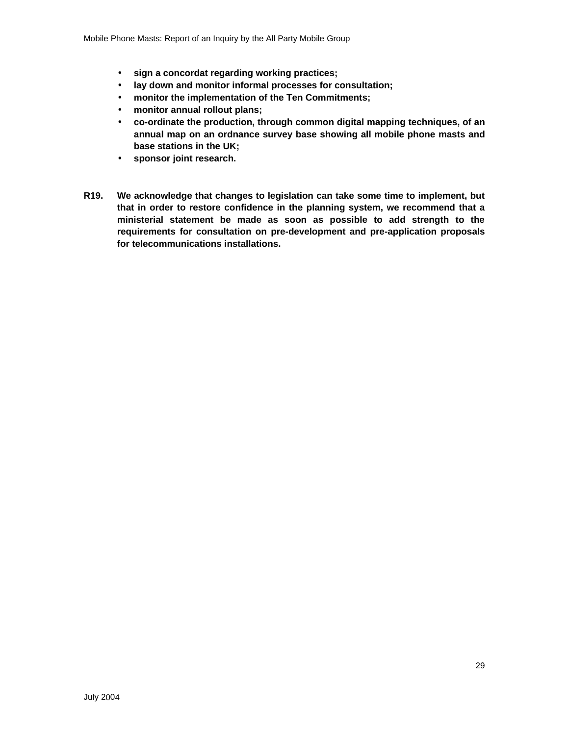- **sign a concordat regarding working practices;**
- **lay down and monitor informal processes for consultation;**
- **monitor the implementation of the Ten Commitments;**
- **monitor annual rollout plans;**
- **co-ordinate the production, through common digital mapping techniques, of an annual map on an ordnance survey base showing all mobile phone masts and base stations in the UK;**
- **sponsor joint research.**

**R19. We acknowledge that changes to legislation can take some time to implement, but that in order to restore confidence in the planning system, we recommend that a ministerial statement be made as soon as possible to add strength to the requirements for consultation on pre-development and pre-application proposals for telecommunications installations.**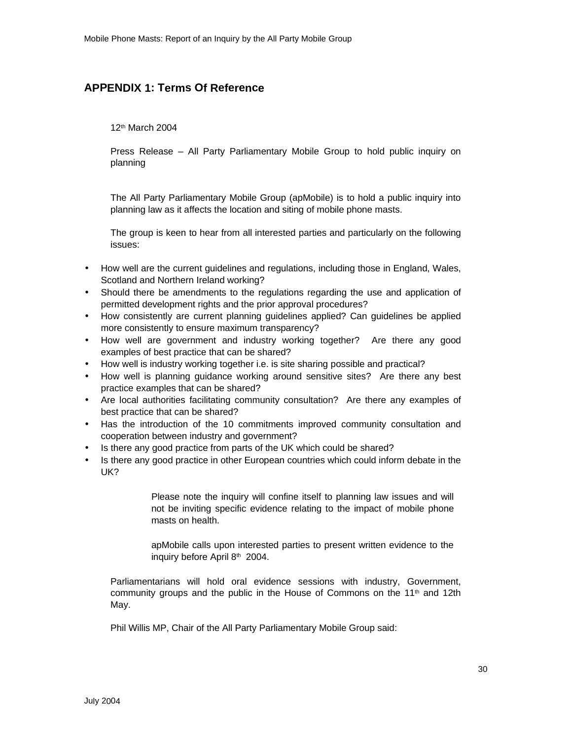## APPENDIX 1: Terms Of Reference

12th March 2004

Press Release – All Party Parliamentary Mobile Group to hold public inquiry on planning

The All Party Parliamentary Mobile Group (apMobile) is to hold a public inquiry into planning law as it affects the location and siting of mobile phone masts.

The group is keen to hear from all interested parties and particularly on the following issues:

- How well are the current guidelines and regulations, including those in England, Wales, Scotland and Northern Ireland working?
- Should there be amendments to the regulations regarding the use and application of permitted development rights and the prior approval procedures?
- How consistently are current planning guidelines applied? Can guidelines be applied more consistently to ensure maximum transparency?
- How well are government and industry working together? Are there any good examples of best practice that can be shared?
- How well is industry working together i.e. is site sharing possible and practical?
- How well is planning guidance working around sensitive sites? Are there any best practice examples that can be shared?
- Are local authorities facilitating community consultation? Are there any examples of best practice that can be shared?
- Has the introduction of the 10 commitments improved community consultation and cooperation between industry and government?
- Is there any good practice from parts of the UK which could be shared?
- Is there any good practice in other European countries which could inform debate in the UK?

Please note the inquiry will confine itself to planning law issues and will not be inviting specific evidence relating to the impact of mobile phone masts on health.

apMobile calls upon interested parties to present written evidence to the inquiry before April 8th 2004.

Parliamentarians will hold oral evidence sessions with industry, Government, community groups and the public in the House of Commons on the 11th and 12th May.

Phil Willis MP, Chair of the All Party Parliamentary Mobile Group said: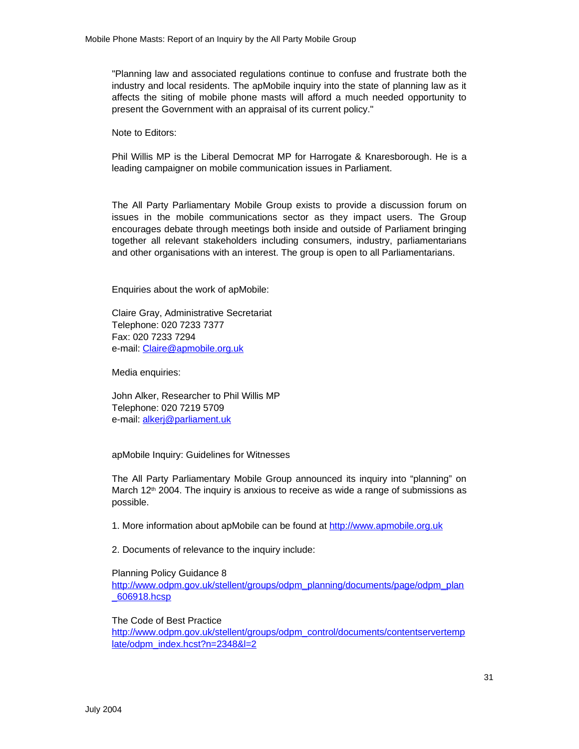"Planning law and associated regulations continue to confuse and frustrate both the industry and local residents. The apMobile inquiry into the state of planning law as it affects the siting of mobile phone masts will afford a much needed opportunity to present the Government with an appraisal of its current policy."

Note to Editors:

Phil Willis MP is the Liberal Democrat MP for Harrogate & Knaresborough. He is a leading campaigner on mobile communication issues in Parliament.

The All Party Parliamentary Mobile Group exists to provide a discussion forum on issues in the mobile communications sector as they impact users. The Group encourages debate through meetings both inside and outside of Parliament bringing together all relevant stakeholders including consumers, industry, parliamentarians and other organisations with an interest. The group is open to all Parliamentarians.

Enquiries about the work of apMobile:

Claire Gray, Administrative Secretariat
Telephone: 020 7233 7377
Fax: 020 7233 7294
e-mail: Claire@apmobile.org.uk

Media enquiries:

John Alker, Researcher to Phil Willis MP
Telephone: 020 7219 5709
e-mail: alkerj@parliament.uk

apMobile Inquiry: Guidelines for Witnesses

The All Party Parliamentary Mobile Group announced its inquiry into "planning" on March 12th 2004. The inquiry is anxious to receive as wide a range of submissions as possible.

1. More information about apMobile can be found at http://www.apmobile.org.uk

2. Documents of relevance to the inquiry include:

Planning Policy Guidance 8
http://www.odpm.gov.uk/stellent/groups/odpm_planning/documents/page/odpm_plan_606918.hcsp

The Code of Best Practice
http://www.odpm.gov.uk/stellent/groups/odpm_control/documents/contentservertemplate/odpm_index.hcst?n=2348&l=2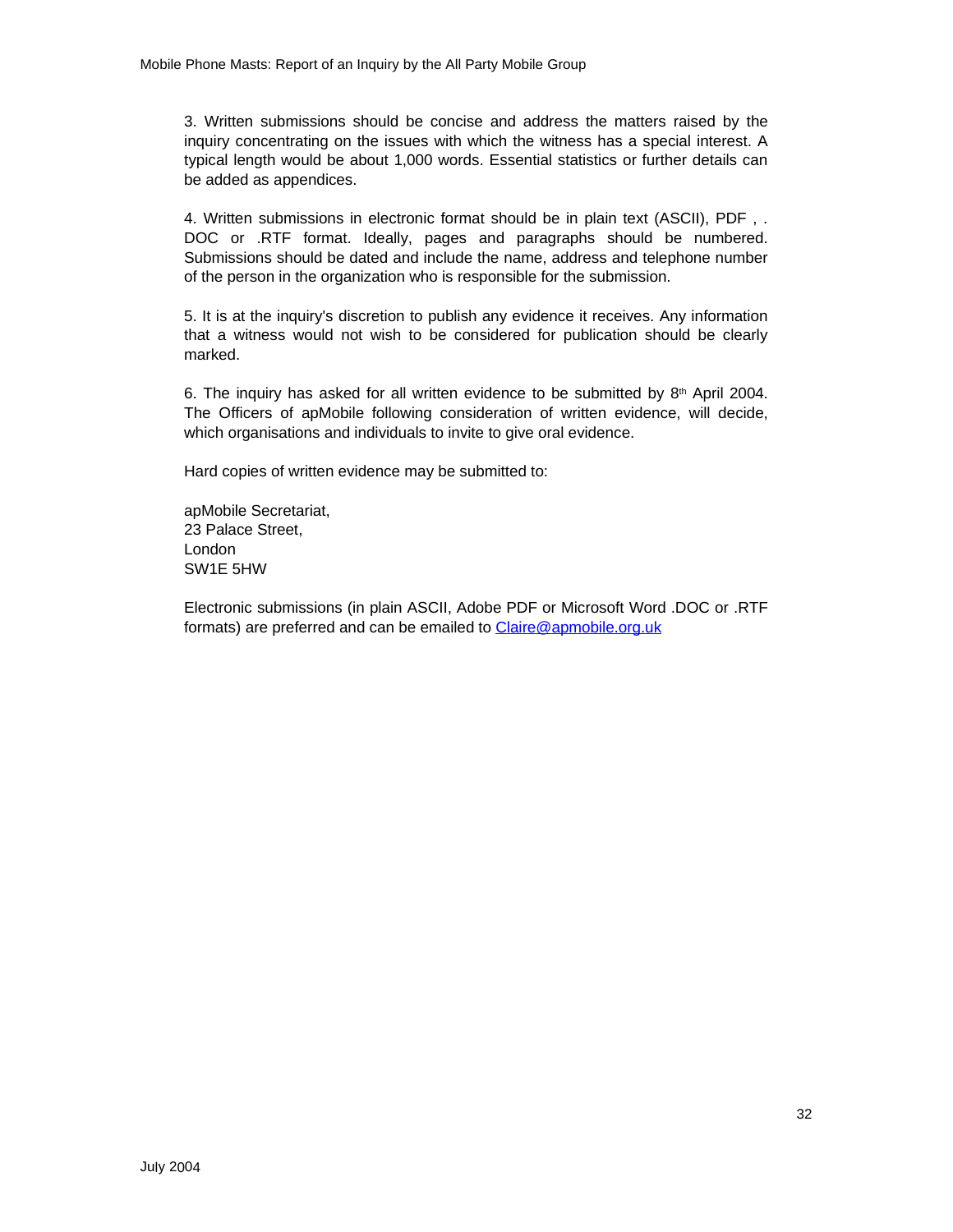3. Written submissions should be concise and address the matters raised by the inquiry concentrating on the issues with which the witness has a special interest. A typical length would be about 1,000 words. Essential statistics or further details can be added as appendices.

4. Written submissions in electronic format should be in plain text (ASCII), PDF , . DOC or .RTF format. Ideally, pages and paragraphs should be numbered. Submissions should be dated and include the name, address and telephone number of the person in the organization who is responsible for the submission.

5. It is at the inquiry's discretion to publish any evidence it receives. Any information that a witness would not wish to be considered for publication should be clearly marked.

6. The inquiry has asked for all written evidence to be submitted by 8th April 2004. The Officers of apMobile following consideration of written evidence, will decide, which organisations and individuals to invite to give oral evidence.

Hard copies of written evidence may be submitted to:

apMobile Secretariat,  
23 Palace Street,  
London  
SW1E 5HW

Electronic submissions (in plain ASCII, Adobe PDF or Microsoft Word .DOC or .RTF formats) are preferred and can be emailed to [Claire@apmobile.org.uk](mailto:Claire@apmobile.org.uk)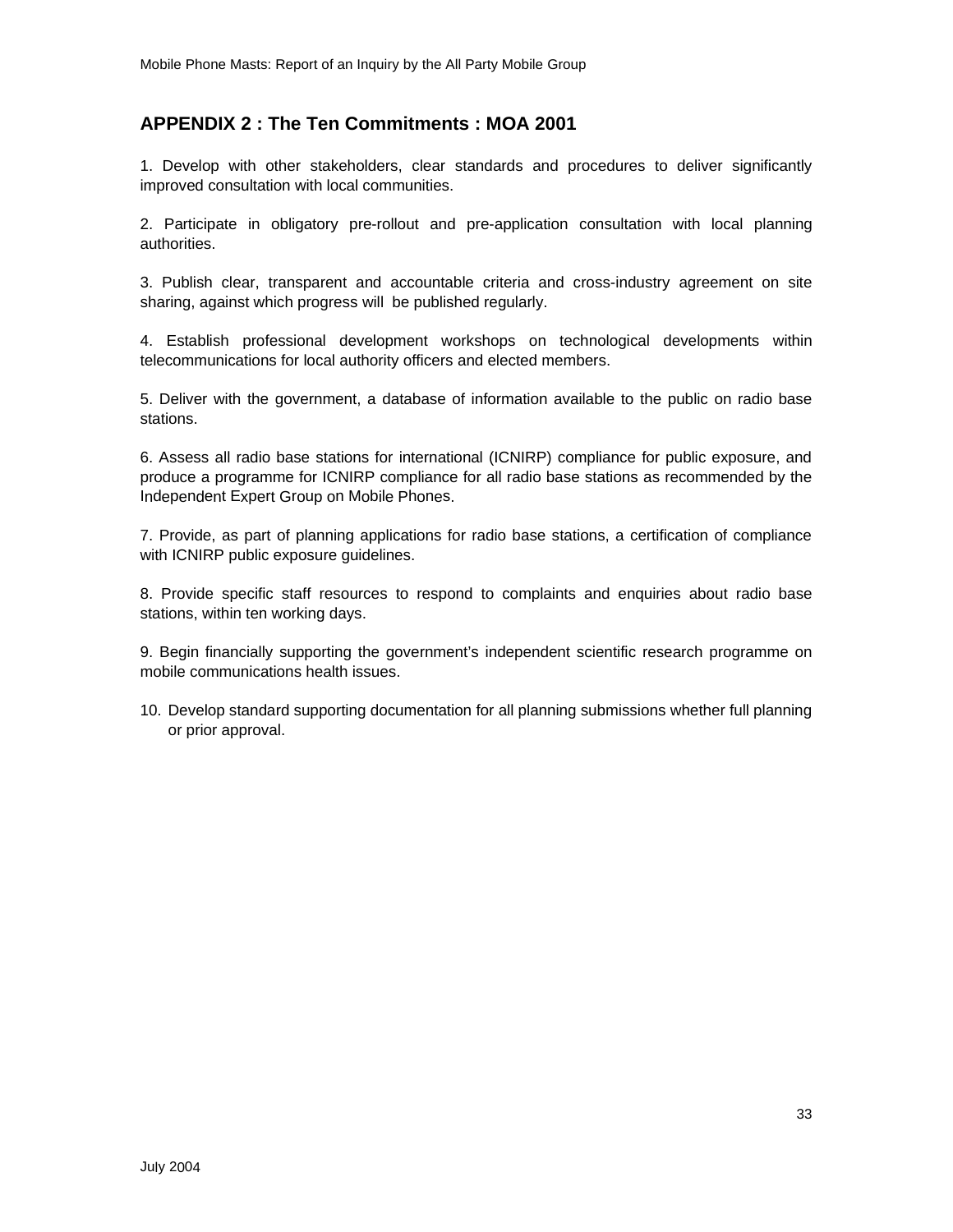## APPENDIX 2 : The Ten Commitments : MOA 2001

1. Develop with other stakeholders, clear standards and procedures to deliver significantly improved consultation with local communities.

2. Participate in obligatory pre-rollout and pre-application consultation with local planning authorities.

3. Publish clear, transparent and accountable criteria and cross-industry agreement on site sharing, against which progress will be published regularly.

4. Establish professional development workshops on technological developments within telecommunications for local authority officers and elected members.

5. Deliver with the government, a database of information available to the public on radio base stations.

6. Assess all radio base stations for international (ICNIRP) compliance for public exposure, and produce a programme for ICNIRP compliance for all radio base stations as recommended by the Independent Expert Group on Mobile Phones.

7. Provide, as part of planning applications for radio base stations, a certification of compliance with ICNIRP public exposure guidelines.

8. Provide specific staff resources to respond to complaints and enquiries about radio base stations, within ten working days.

9. Begin financially supporting the government's independent scientific research programme on mobile communications health issues.

10. Develop standard supporting documentation for all planning submissions whether full planning or prior approval.